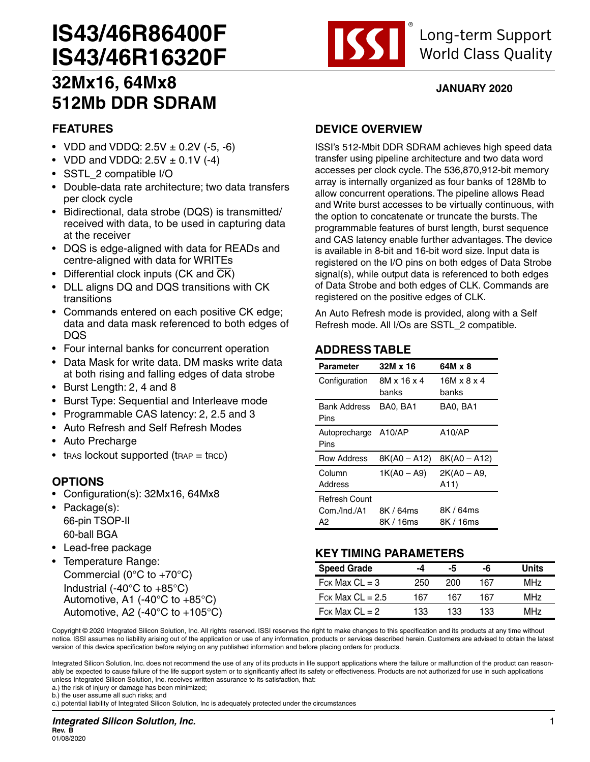# IS43/46R86400F
# IS43/46R16320F

## 32Mx16, 64Mx8
## 512Mb DDR SDRAM

Long-term Support
World Class Quality

**JANUARY 2020**

## FEATURES

- VDD and VDDQ: 2.5V ± 0.2V (-5, -6)
- VDD and VDDQ: 2.5V ± 0.1V (-4)
- SSTL_2 compatible I/O
- Double-data rate architecture; two data transfers per clock cycle
- Bidirectional, data strobe (DQS) is transmitted/ received with data, to be used in capturing data at the receiver
- DQS is edge-aligned with data for READs and centre-aligned with data for WRITEs
- Differential clock inputs (CK and $\overline{CK}$)
- DLL aligns DQ and DQS transitions with CK transitions
- Commands entered on each positive CK edge; data and data mask referenced to both edges of DQS
- Four internal banks for concurrent operation
- Data Mask for write data. DM masks write data at both rising and falling edges of data strobe
- Burst Length: 2, 4 and 8
- Burst Type: Sequential and Interleave mode
- Programmable CAS latency: 2, 2.5 and 3
- Auto Refresh and Self Refresh Modes
- Auto Precharge
- $t_{RAS}$ lockout supported ($t_{RAP} = t_{RCD}$)

## OPTIONS

- Configuration(s): 32Mx16, 64Mx8
- Package(s):
  66-pin TSOP-II
  60-ball BGA
- Lead-free package
- Temperature Range:
  Commercial (0°C to +70°C)
  Industrial (-40°C to +85°C)
  Automotive, A1 (-40°C to +85°C)
  Automotive, A2 (-40°C to +105°C)

## DEVICE OVERVIEW

ISSI's 512-Mbit DDR SDRAM achieves high speed data transfer using pipeline architecture and two data word accesses per clock cycle. The 536,870,912-bit memory array is internally organized as four banks of 128Mb to allow concurrent operations. The pipeline allows Read and Write burst accesses to be virtually continuous, with the option to concatenate or truncate the bursts. The programmable features of burst length, burst sequence and CAS latency enable further advantages. The device is available in 8-bit and 16-bit word size. Input data is registered on the I/O pins on both edges of Data Strobe signal(s), while output data is referenced to both edges of Data Strobe and both edges of CLK. Commands are registered on the positive edges of CLK.

An Auto Refresh mode is provided, along with a Self Refresh mode. All I/Os are SSTL_2 compatible.

## ADDRESS TABLE

| Parameter | 32M x 16 | 64M x 8 |
|---|---|---|
| Configuration | 8M x 16 x 4 banks | 16M x 8 x 4 banks |
| Bank Address Pins | BA0, BA1 | BA0, BA1 |
| Autoprecharge Pins | A10/AP | A10/AP |
| Row Address | 8K(A0 – A12) | 8K(A0 – A12) |
| Column Address | 1K(A0 – A9) | 2K(A0 – A9, A11) |
| Refresh Count Com./Ind./A1 | 8K / 64ms | 8K / 64ms |
| A2 | 8K / 16ms | 8K / 16ms |

## KEY TIMING PARAMETERS

| Speed Grade | -4 | -5 | -6 | Units |
|---|---|---|---|---|
| $F_{CK}$ Max CL = 3 | 250 | 200 | 167 | MHz |
| $F_{CK}$ Max CL = 2.5 | 167 | 167 | 167 | MHz |
| $F_{CK}$ Max CL = 2 | 133 | 133 | 133 | MHz |

Copyright © 2020 Integrated Silicon Solution, Inc. All rights reserved. ISSI reserves the right to make changes to this specification and its products at any time without notice. ISSI assumes no liability arising out of the application or use of any information, products or services described herein. Customers are advised to obtain the latest version of this device specification before relying on any published information and before placing orders for products.

Integrated Silicon Solution, Inc. does not recommend the use of any of its products in life support applications where the failure or malfunction of the product can reasonably be expected to cause failure of the life support system or to significantly affect its safety or effectiveness. Products are not authorized for use in such applications unless Integrated Silicon Solution, Inc. receives written assurance to its satisfaction, that:
a.) the risk of injury or damage has been minimized;
b.) the user assume all such risks; and
c.) potential liability of Integrated Silicon Solution, Inc is adequately protected under the circumstances

*Integrated Silicon Solution, Inc.*
Rev. B
01/08/2020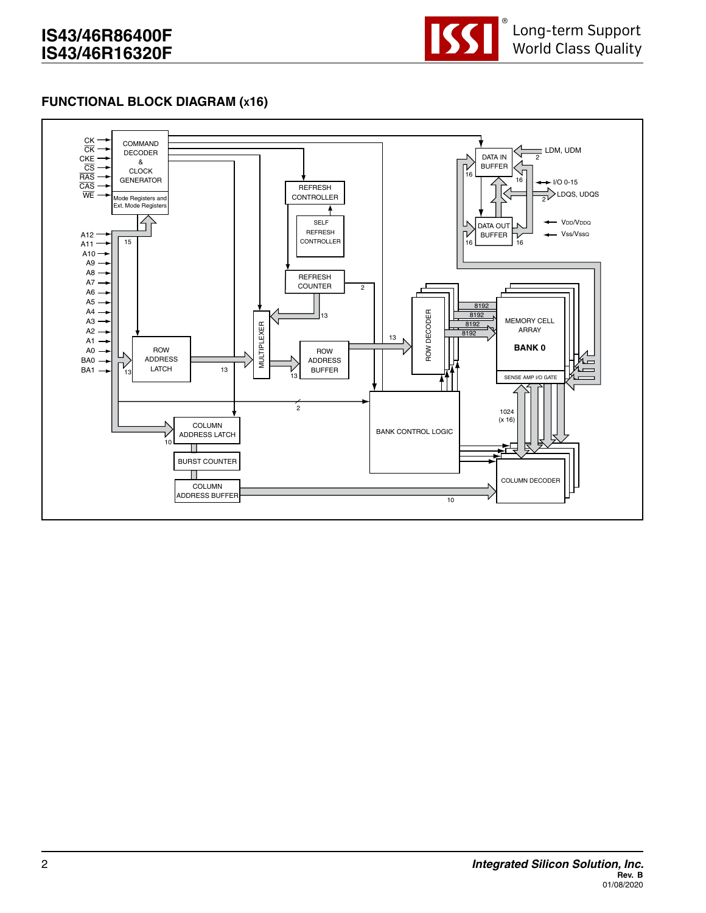## FUNCTIONAL BLOCK DIAGRAM (x16)

CK, $\overline{CK}$, CKE, $\overline{CS}$, $\overline{RAS}$, $\overline{CAS}$, $\overline{WE}$

COMMAND DECODER & CLOCK GENERATOR

Mode Registers and Ext. Mode Registers

A12, A11, A10, A9, A8, A7, A6, A5, A4, A3, A2, A1, A0, BA0, BA1

15

REFRESH CONTROLLER

SELF REFRESH CONTROLLER

REFRESH COUNTER

2

13

MULTIPLEXER

ROW ADDRESS LATCH

13

13

ROW ADDRESS BUFFER

13

13

ROW DECODER

8192

8192

8192

8192

MEMORY CELL ARRAY

**BANK 0**

SENSE AMP I/O GATE

DATA IN BUFFER

LDM, UDM

2

16

16

I/O 0-15

LDQS, UDQS

2

DATA OUT BUFFER

16

16

VDD/VDDQ

VSS/VSSQ

2

BANK CONTROL LOGIC

1024 (x 16)

COLUMN ADDRESS LATCH

10

BURST COUNTER

COLUMN ADDRESS BUFFER

10

COLUMN DECODER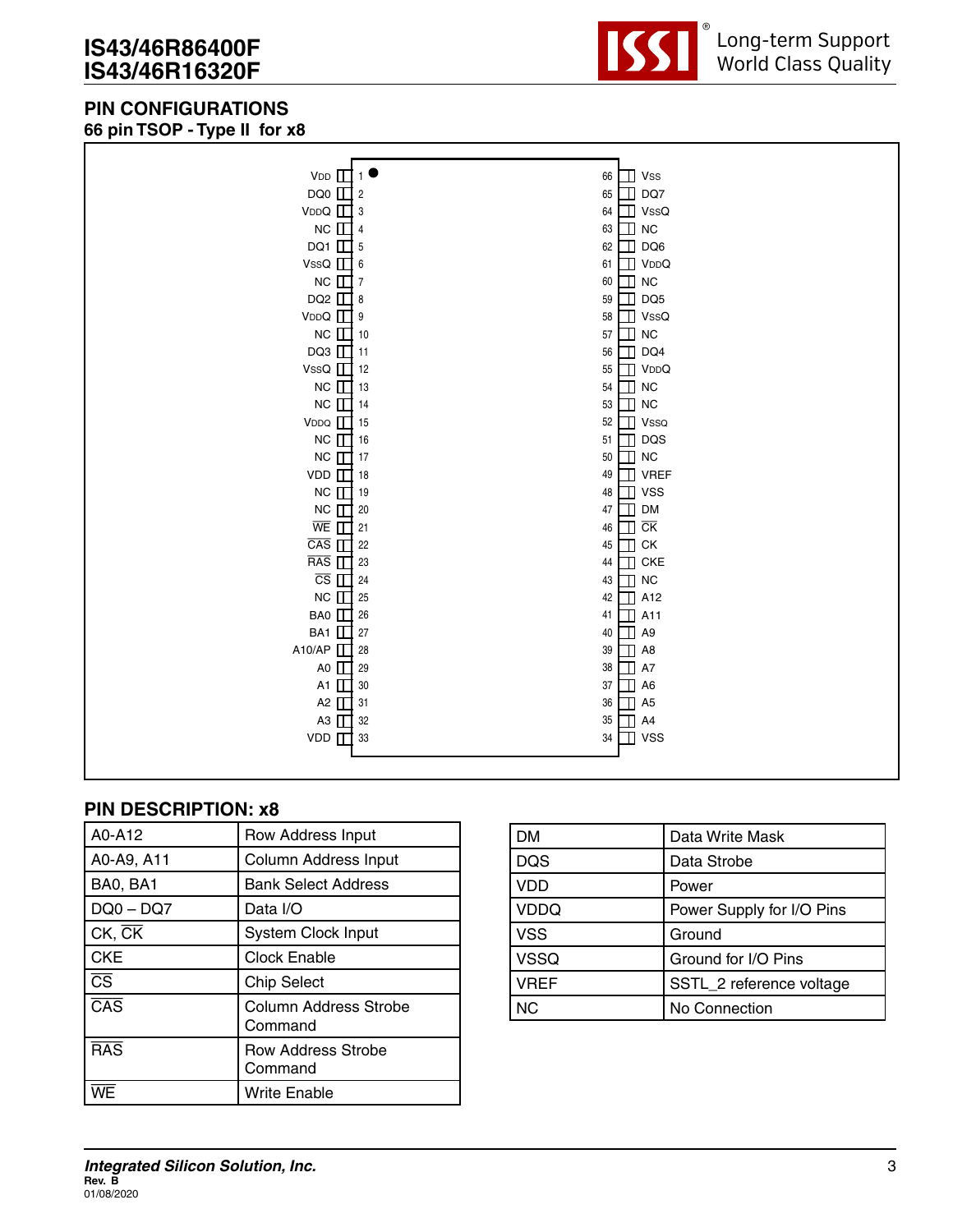## PIN CONFIGURATIONS

### 66 pin TSOP - Type II for x8

| Signal | Pin | Pin | Signal |
|---|---|---|---|
| VDD | 1 | 66 | Vss |
| DQ0 | 2 | 65 | DQ7 |
| VDDQ | 3 | 64 | VssQ |
| NC | 4 | 63 | NC |
| DQ1 | 5 | 62 | DQ6 |
| VssQ | 6 | 61 | VDDQ |
| NC | 7 | 60 | NC |
| DQ2 | 8 | 59 | DQ5 |
| VDDQ | 9 | 58 | VssQ |
| NC | 10 | 57 | NC |
| DQ3 | 11 | 56 | DQ4 |
| VssQ | 12 | 55 | VDDQ |
| NC | 13 | 54 | NC |
| NC | 14 | 53 | NC |
| VDDQ | 15 | 52 | VSSQ |
| NC | 16 | 51 | DQS |
| NC | 17 | 50 | NC |
| VDD | 18 | 49 | VREF |
| NC | 19 | 48 | VSS |
| NC | 20 | 47 | DM |
| $\overline{WE}$ | 21 | 46 | $\overline{CK}$ |
| $\overline{CAS}$ | 22 | 45 | CK |
| $\overline{RAS}$ | 23 | 44 | CKE |
| $\overline{CS}$ | 24 | 43 | NC |
| NC | 25 | 42 | A12 |
| BA0 | 26 | 41 | A11 |
| BA1 | 27 | 40 | A9 |
| A10/AP | 28 | 39 | A8 |
| A0 | 29 | 38 | A7 |
| A1 | 30 | 37 | A6 |
| A2 | 31 | 36 | A5 |
| A3 | 32 | 35 | A4 |
| VDD | 33 | 34 | VSS |

## PIN DESCRIPTION: x8

| Pin | Description |
|---|---|
| A0-A12 | Row Address Input |
| A0-A9, A11 | Column Address Input |
| BA0, BA1 | Bank Select Address |
| DQ0 – DQ7 | Data I/O |
| CK, $\overline{CK}$ | System Clock Input |
| CKE | Clock Enable |
| $\overline{CS}$ | Chip Select |
| $\overline{CAS}$ | Column Address Strobe Command |
| $\overline{RAS}$ | Row Address Strobe Command |
| $\overline{WE}$ | Write Enable |

| Pin | Description |
|---|---|
| DM | Data Write Mask |
| DQS | Data Strobe |
| VDD | Power |
| VDDQ | Power Supply for I/O Pins |
| VSS | Ground |
| VSSQ | Ground for I/O Pins |
| VREF | SSTL_2 reference voltage |
| NC | No Connection |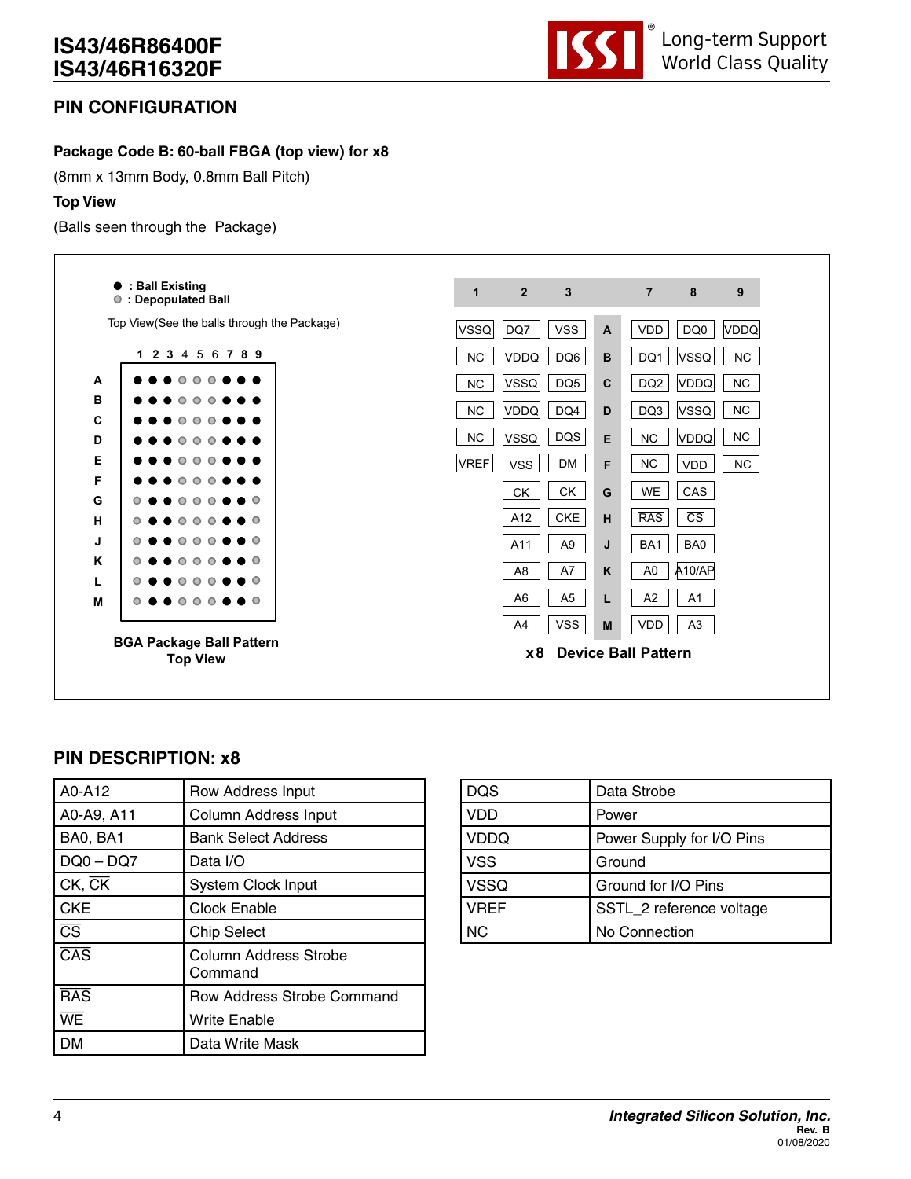## PIN CONFIGURATION

**Package Code B: 60-ball FBGA (top view) for x8**

(8mm x 13mm Body, 0.8mm Ball Pitch)

**Top View**

(Balls seen through the Package)

● : Ball Existing
○ : Depopulated Ball

Top View(See the balls through the Package)

| | 1 | 2 | 3 | 4 | 5 | 6 | 7 | 8 | 9 |
|---|---|---|---|---|---|---|---|---|---|
| A | ● | ● | ● | ○ | ○ | ○ | ● | ● | ● |
| B | ● | ● | ● | ○ | ○ | ○ | ● | ● | ● |
| C | ● | ● | ● | ○ | ○ | ○ | ● | ● | ● |
| D | ● | ● | ● | ○ | ○ | ○ | ● | ● | ● |
| E | ● | ● | ● | ○ | ○ | ○ | ● | ● | ● |
| F | ● | ● | ● | ○ | ○ | ○ | ● | ● | ● |
| G | ○ | ● | ● | ○ | ○ | ○ | ● | ● | ○ |
| H | ○ | ● | ● | ○ | ○ | ○ | ● | ● | ○ |
| J | ○ | ● | ● | ○ | ○ | ○ | ● | ● | ○ |
| K | ○ | ● | ● | ○ | ○ | ○ | ● | ● | ○ |
| L | ○ | ● | ● | ○ | ○ | ○ | ● | ● | ○ |
| M | ○ | ● | ● | ○ | ○ | ○ | ● | ● | ○ |

**BGA Package Ball Pattern Top View**

| 1 | 2 | 3 | | 7 | 8 | 9 |
|---|---|---|---|---|---|---|
| VSSQ | DQ7 | VSS | A | VDD | DQ0 | VDDQ |
| NC | VDDQ | DQ6 | B | DQ1 | VSSQ | NC |
| NC | VSSQ | DQ5 | C | DQ2 | VDDQ | NC |
| NC | VDDQ | DQ4 | D | DQ3 | VSSQ | NC |
| NC | VSSQ | DQS | E | NC | VDDQ | NC |
| VREF | VSS | DM | F | NC | VDD | NC |
| | CK | $\overline{\text{CK}}$ | G | $\overline{\text{WE}}$ | $\overline{\text{CAS}}$ | |
| | A12 | CKE | H | $\overline{\text{RAS}}$ | $\overline{\text{CS}}$ | |
| | A11 | A9 | J | BA1 | BA0 | |
| | A8 | A7 | K | A0 | A10/AP | |
| | A6 | A5 | L | A2 | A1 | |
| | A4 | VSS | M | VDD | A3 | |

**x8 Device Ball Pattern**

## PIN DESCRIPTION: x8

| | |
|---|---|
| A0-A12 | Row Address Input |
| A0-A9, A11 | Column Address Input |
| BA0, BA1 | Bank Select Address |
| DQ0 – DQ7 | Data I/O |
| CK, $\overline{\text{CK}}$ | System Clock Input |
| CKE | Clock Enable |
| $\overline{\text{CS}}$ | Chip Select |
| $\overline{\text{CAS}}$ | Column Address Strobe Command |
| $\overline{\text{RAS}}$ | Row Address Strobe Command |
| $\overline{\text{WE}}$ | Write Enable |
| DM | Data Write Mask |

| | |
|---|---|
| DQS | Data Strobe |
| VDD | Power |
| VDDQ | Power Supply for I/O Pins |
| VSS | Ground |
| VSSQ | Ground for I/O Pins |
| VREF | SSTL_2 reference voltage |
| NC | No Connection |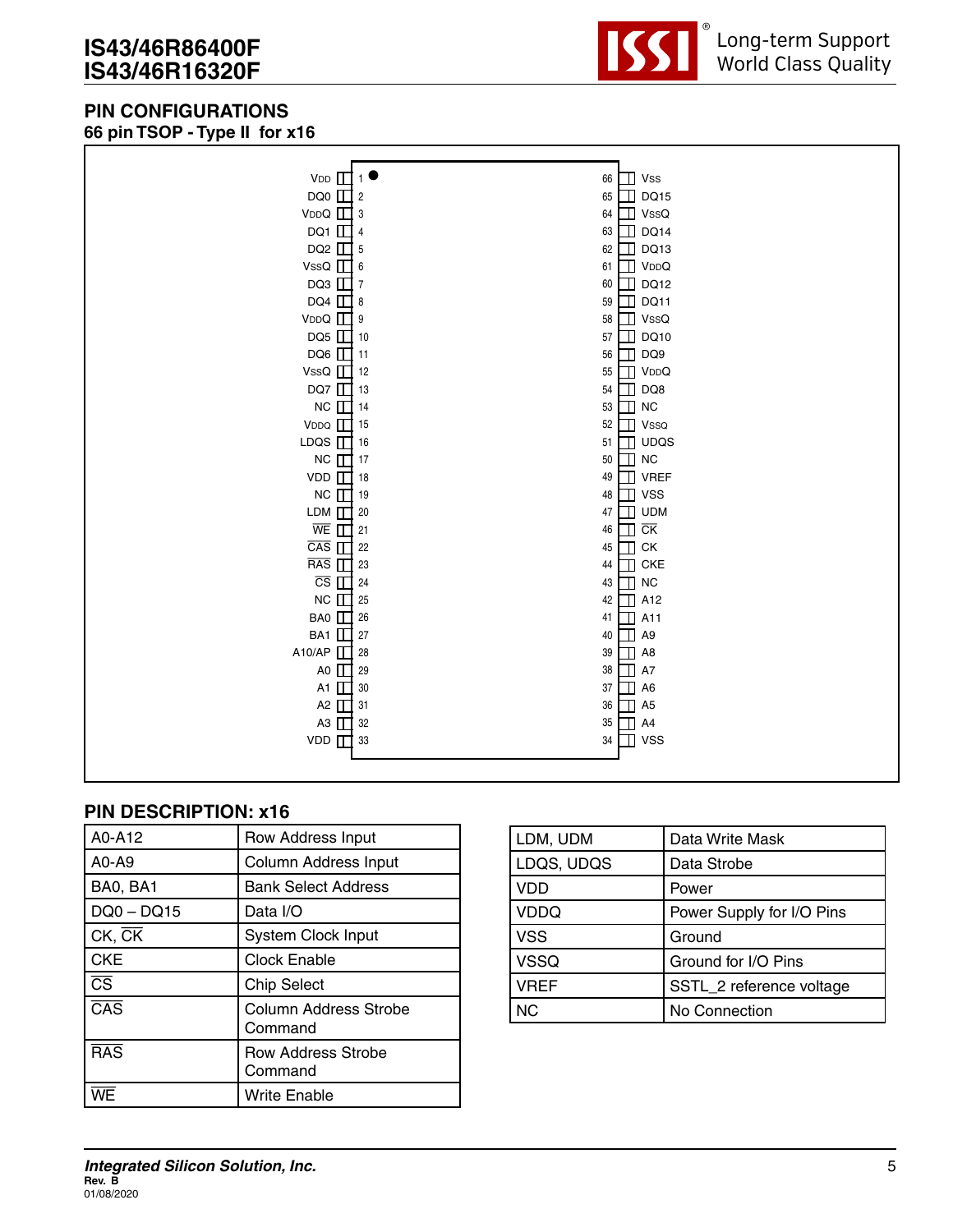## PIN CONFIGURATIONS

### 66 pin TSOP - Type II for x16

| Signal | Pin | Pin | Signal |
|---|---|---|---|
| VDD | 1 | 66 | VSS |
| DQ0 | 2 | 65 | DQ15 |
| VDDQ | 3 | 64 | VSSQ |
| DQ1 | 4 | 63 | DQ14 |
| DQ2 | 5 | 62 | DQ13 |
| VSSQ | 6 | 61 | VDDQ |
| DQ3 | 7 | 60 | DQ12 |
| DQ4 | 8 | 59 | DQ11 |
| VDDQ | 9 | 58 | VSSQ |
| DQ5 | 10 | 57 | DQ10 |
| DQ6 | 11 | 56 | DQ9 |
| VSSQ | 12 | 55 | VDDQ |
| DQ7 | 13 | 54 | DQ8 |
| NC | 14 | 53 | NC |
| VDDQ | 15 | 52 | VSSQ |
| LDQS | 16 | 51 | UDQS |
| NC | 17 | 50 | NC |
| VDD | 18 | 49 | VREF |
| NC | 19 | 48 | VSS |
| LDM | 20 | 47 | UDM |
| $\overline{\text{WE}}$ | 21 | 46 | $\overline{\text{CK}}$ |
| $\overline{\text{CAS}}$ | 22 | 45 | CK |
| $\overline{\text{RAS}}$ | 23 | 44 | CKE |
| $\overline{\text{CS}}$ | 24 | 43 | NC |
| NC | 25 | 42 | A12 |
| BA0 | 26 | 41 | A11 |
| BA1 | 27 | 40 | A9 |
| A10/AP | 28 | 39 | A8 |
| A0 | 29 | 38 | A7 |
| A1 | 30 | 37 | A6 |
| A2 | 31 | 36 | A5 |
| A3 | 32 | 35 | A4 |
| VDD | 33 | 34 | VSS |

## PIN DESCRIPTION: x16

| Pin | Description |
|---|---|
| A0-A12 | Row Address Input |
| A0-A9 | Column Address Input |
| BA0, BA1 | Bank Select Address |
| DQ0 – DQ15 | Data I/O |
| CK, $\overline{\text{CK}}$ | System Clock Input |
| CKE | Clock Enable |
| $\overline{\text{CS}}$ | Chip Select |
| $\overline{\text{CAS}}$ | Column Address Strobe Command |
| $\overline{\text{RAS}}$ | Row Address Strobe Command |
| $\overline{\text{WE}}$ | Write Enable |

| Pin | Description |
|---|---|
| LDM, UDM | Data Write Mask |
| LDQS, UDQS | Data Strobe |
| VDD | Power |
| VDDQ | Power Supply for I/O Pins |
| VSS | Ground |
| VSSQ | Ground for I/O Pins |
| VREF | SSTL_2 reference voltage |
| NC | No Connection |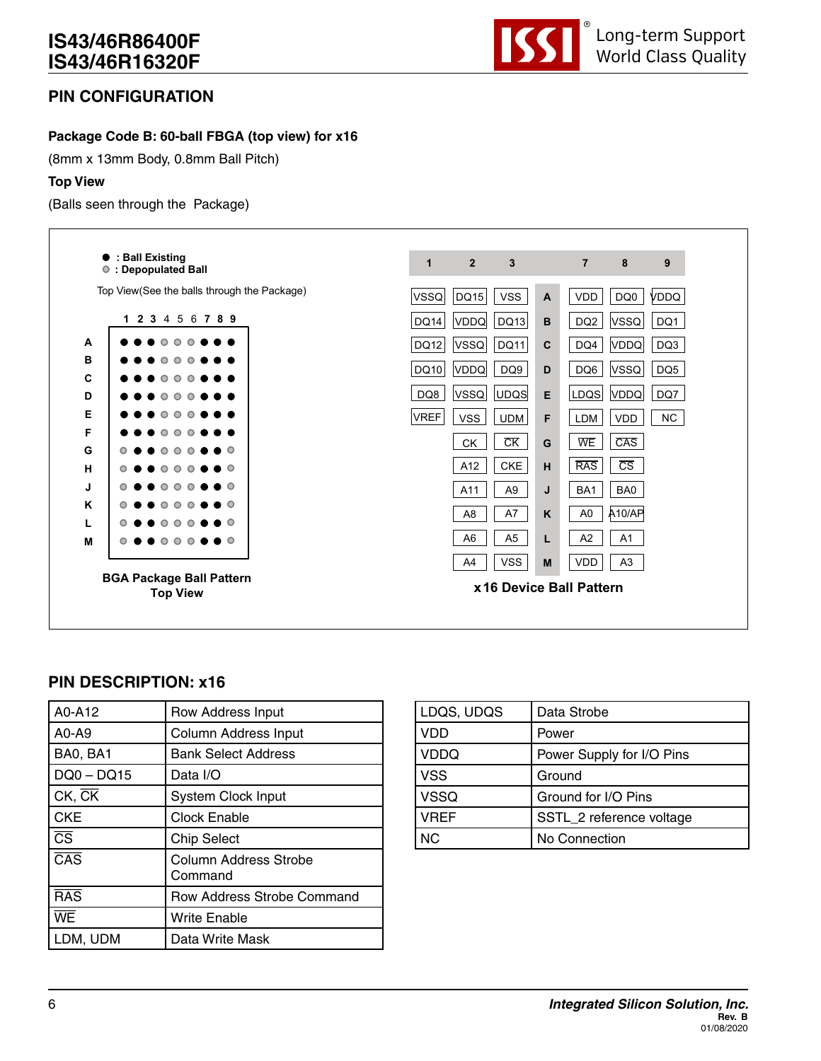## PIN CONFIGURATION

**Package Code B: 60-ball FBGA (top view) for x16**

(8mm x 13mm Body, 0.8mm Ball Pitch)

**Top View**

(Balls seen through the Package)

● : Ball Existing
○ : Depopulated Ball

Top View(See the balls through the Package)

| | 1 | 2 | 3 | 4 | 5 | 6 | 7 | 8 | 9 |
|---|---|---|---|---|---|---|---|---|---|
| A | ● | ● | ● | ○ | ○ | ○ | ● | ● | ● |
| B | ● | ● | ● | ○ | ○ | ○ | ● | ● | ● |
| C | ● | ● | ● | ○ | ○ | ○ | ● | ● | ● |
| D | ● | ● | ● | ○ | ○ | ○ | ● | ● | ● |
| E | ● | ● | ● | ○ | ○ | ○ | ● | ● | ● |
| F | ● | ● | ● | ○ | ○ | ○ | ● | ● | ● |
| G | ○ | ● | ● | ○ | ○ | ○ | ● | ● | ○ |
| H | ○ | ● | ● | ○ | ○ | ○ | ● | ● | ○ |
| J | ○ | ● | ● | ○ | ○ | ○ | ● | ● | ○ |
| K | ○ | ● | ● | ○ | ○ | ○ | ● | ● | ○ |
| L | ○ | ● | ● | ○ | ○ | ○ | ● | ● | ○ |
| M | ○ | ● | ● | ○ | ○ | ○ | ● | ● | ○ |

**BGA Package Ball Pattern Top View**

| 1 | 2 | 3 | | 7 | 8 | 9 |
|---|---|---|---|---|---|---|
| VSSQ | DQ15 | VSS | A | VDD | DQ0 | VDDQ |
| DQ14 | VDDQ | DQ13 | B | DQ2 | VSSQ | DQ1 |
| DQ12 | VSSQ | DQ11 | C | DQ4 | VDDQ | DQ3 |
| DQ10 | VDDQ | DQ9 | D | DQ6 | VSSQ | DQ5 |
| DQ8 | VSSQ | UDQS | E | LDQS | VDDQ | DQ7 |
| VREF | VSS | UDM | F | LDM | VDD | NC |
| | CK | $\overline{CK}$ | G | $\overline{WE}$ | $\overline{CAS}$ | |
| | A12 | CKE | H | $\overline{RAS}$ | $\overline{CS}$ | |
| | A11 | A9 | J | BA1 | BA0 | |
| | A8 | A7 | K | A0 | A10/AP | |
| | A6 | A5 | L | A2 | A1 | |
| | A4 | VSS | M | VDD | A3 | |

**x16 Device Ball Pattern**

## PIN DESCRIPTION: x16

| | |
|---|---|
| A0-A12 | Row Address Input |
| A0-A9 | Column Address Input |
| BA0, BA1 | Bank Select Address |
| DQ0 – DQ15 | Data I/O |
| CK, $\overline{CK}$ | System Clock Input |
| CKE | Clock Enable |
| $\overline{CS}$ | Chip Select |
| $\overline{CAS}$ | Column Address Strobe Command |
| $\overline{RAS}$ | Row Address Strobe Command |
| $\overline{WE}$ | Write Enable |
| LDM, UDM | Data Write Mask |

| | |
|---|---|
| LDQS, UDQS | Data Strobe |
| VDD | Power |
| VDDQ | Power Supply for I/O Pins |
| VSS | Ground |
| VSSQ | Ground for I/O Pins |
| VREF | SSTL_2 reference voltage |
| NC | No Connection |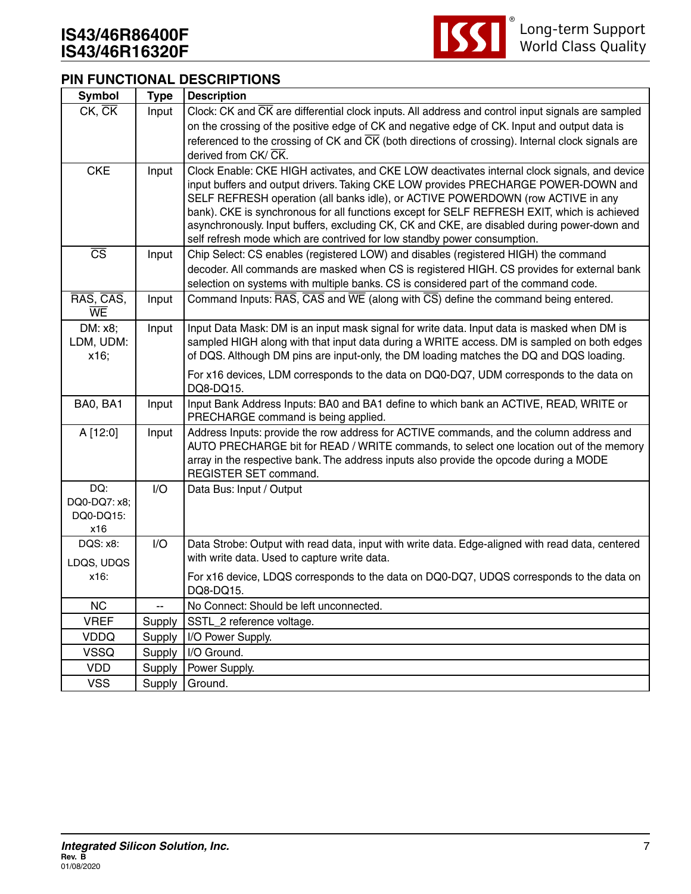## PIN FUNCTIONAL DESCRIPTIONS

| Symbol | Type | Description |
|---|---|---|
| CK, $\overline{CK}$ | Input | Clock: CK and $\overline{CK}$ are differential clock inputs. All address and control input signals are sampled on the crossing of the positive edge of CK and negative edge of CK. Input and output data is referenced to the crossing of CK and $\overline{CK}$ (both directions of crossing). Internal clock signals are derived from CK/ $\overline{CK}$. |
| CKE | Input | Clock Enable: CKE HIGH activates, and CKE LOW deactivates internal clock signals, and device input buffers and output drivers. Taking CKE LOW provides PRECHARGE POWER-DOWN and SELF REFRESH operation (all banks idle), or ACTIVE POWERDOWN (row ACTIVE in any bank). CKE is synchronous for all functions except for SELF REFRESH EXIT, which is achieved asynchronously. Input buffers, excluding CK, CK and CKE, are disabled during power-down and self refresh mode which are contrived for low standby power consumption. |
| $\overline{CS}$ | Input | Chip Select: CS enables (registered LOW) and disables (registered HIGH) the command decoder. All commands are masked when CS is registered HIGH. CS provides for external bank selection on systems with multiple banks. CS is considered part of the command code. |
| $\overline{RAS}$, $\overline{CAS}$, $\overline{WE}$ | Input | Command Inputs: $\overline{RAS}$, $\overline{CAS}$ and $\overline{WE}$ (along with $\overline{CS}$) define the command being entered. |
| DM: x8; LDM, UDM: x16; | Input | Input Data Mask: DM is an input mask signal for write data. Input data is masked when DM is sampled HIGH along with that input data during a WRITE access. DM is sampled on both edges of DQS. Although DM pins are input-only, the DM loading matches the DQ and DQS loading.<br><br>For x16 devices, LDM corresponds to the data on DQ0-DQ7, UDM corresponds to the data on DQ8-DQ15. |
| BA0, BA1 | Input | Input Bank Address Inputs: BA0 and BA1 define to which bank an ACTIVE, READ, WRITE or PRECHARGE command is being applied. |
| A [12:0] | Input | Address Inputs: provide the row address for ACTIVE commands, and the column address and AUTO PRECHARGE bit for READ / WRITE commands, to select one location out of the memory array in the respective bank. The address inputs also provide the opcode during a MODE REGISTER SET command. |
| DQ: DQ0-DQ7: x8; DQ0-DQ15: x16 | I/O | Data Bus: Input / Output |
| DQS: x8: LDQS, UDQS x16: | I/O | Data Strobe: Output with read data, input with write data. Edge-aligned with read data, centered with write data. Used to capture write data.<br><br>For x16 device, LDQS corresponds to the data on DQ0-DQ7, UDQS corresponds to the data on DQ8-DQ15. |
| NC | -- | No Connect: Should be left unconnected. |
| VREF | Supply | SSTL_2 reference voltage. |
| VDDQ | Supply | I/O Power Supply. |
| VSSQ | Supply | I/O Ground. |
| VDD | Supply | Power Supply. |
| VSS | Supply | Ground. |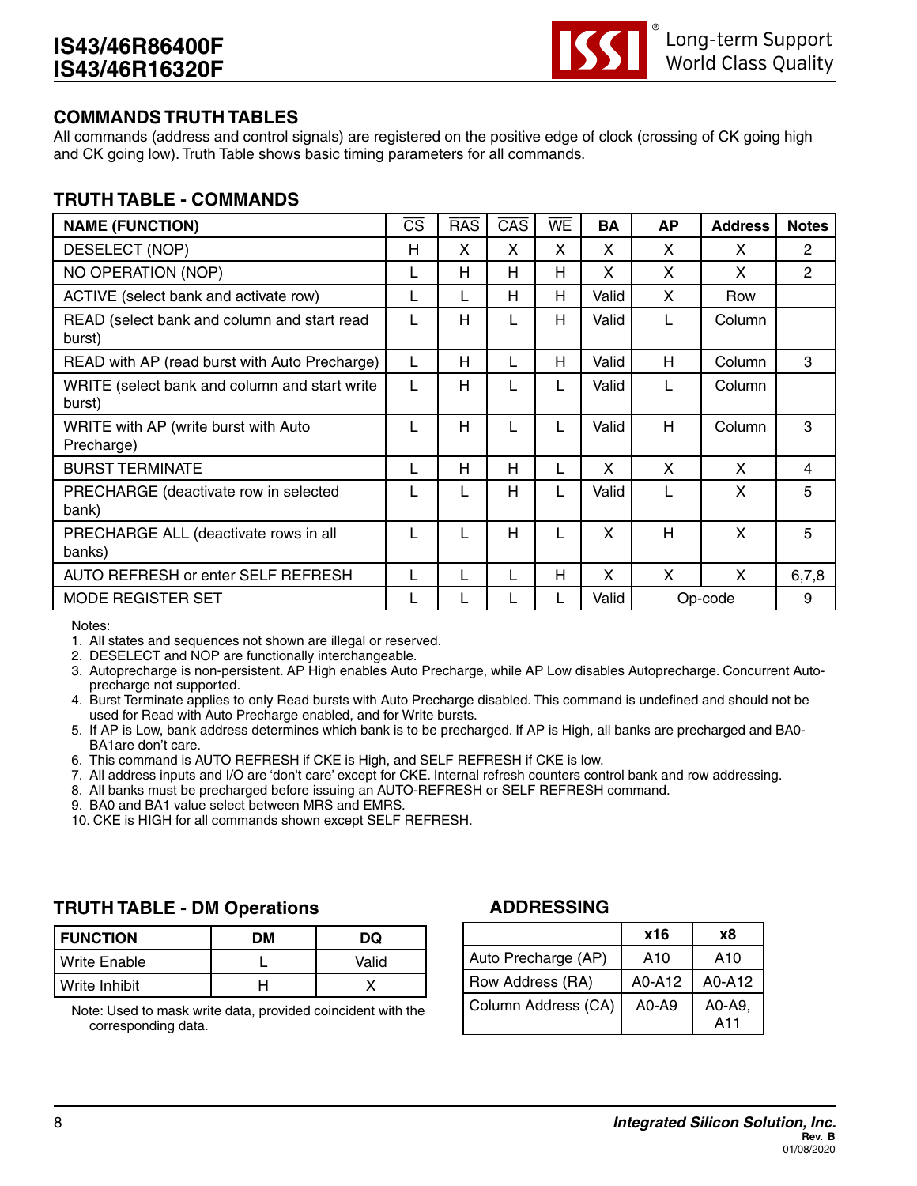## COMMANDS TRUTH TABLES

All commands (address and control signals) are registered on the positive edge of clock (crossing of CK going high and CK going low). Truth Table shows basic timing parameters for all commands.

## TRUTH TABLE - COMMANDS

| NAME (FUNCTION) | $\overline{CS}$ | $\overline{RAS}$ | $\overline{CAS}$ | $\overline{WE}$ | BA | AP | Address | Notes |
|---|---|---|---|---|---|---|---|---|
| DESELECT (NOP) | H | X | X | X | X | X | X | 2 |
| NO OPERATION (NOP) | L | H | H | H | X | X | X | 2 |
| ACTIVE (select bank and activate row) | L | L | H | H | Valid | X | Row | |
| READ (select bank and column and start read burst) | L | H | L | H | Valid | L | Column | |
| READ with AP (read burst with Auto Precharge) | L | H | L | H | Valid | H | Column | 3 |
| WRITE (select bank and column and start write burst) | L | H | L | L | Valid | L | Column | |
| WRITE with AP (write burst with Auto Precharge) | L | H | L | L | Valid | H | Column | 3 |
| BURST TERMINATE | L | H | H | L | X | X | X | 4 |
| PRECHARGE (deactivate row in selected bank) | L | L | H | L | Valid | L | X | 5 |
| PRECHARGE ALL (deactivate rows in all banks) | L | L | H | L | X | H | X | 5 |
| AUTO REFRESH or enter SELF REFRESH | L | L | L | H | X | X | X | 6,7,8 |
| MODE REGISTER SET | L | L | L | L | Valid | Op-code | | 9 |

Notes:
1. All states and sequences not shown are illegal or reserved.
2. DESELECT and NOP are functionally interchangeable.
3. Autoprecharge is non-persistent. AP High enables Auto Precharge, while AP Low disables Autoprecharge. Concurrent Auto-precharge not supported.
4. Burst Terminate applies to only Read bursts with Auto Precharge disabled. This command is undefined and should not be used for Read with Auto Precharge enabled, and for Write bursts.
5. If AP is Low, bank address determines which bank is to be precharged. If AP is High, all banks are precharged and BA0-BA1are don't care.
6. This command is AUTO REFRESH if CKE is High, and SELF REFRESH if CKE is low.
7. All address inputs and I/O are 'don't care' except for CKE. Internal refresh counters control bank and row addressing.
8. All banks must be precharged before issuing an AUTO-REFRESH or SELF REFRESH command.
9. BA0 and BA1 value select between MRS and EMRS.
10. CKE is HIGH for all commands shown except SELF REFRESH.

## TRUTH TABLE - DM Operations

| FUNCTION | DM | DQ |
|---|---|---|
| Write Enable | L | Valid |
| Write Inhibit | H | X |

Note: Used to mask write data, provided coincident with the corresponding data.

## ADDRESSING

| | x16 | x8 |
|---|---|---|
| Auto Precharge (AP) | A10 | A10 |
| Row Address (RA) | A0-A12 | A0-A12 |
| Column Address (CA) | A0-A9 | A0-A9, A11 |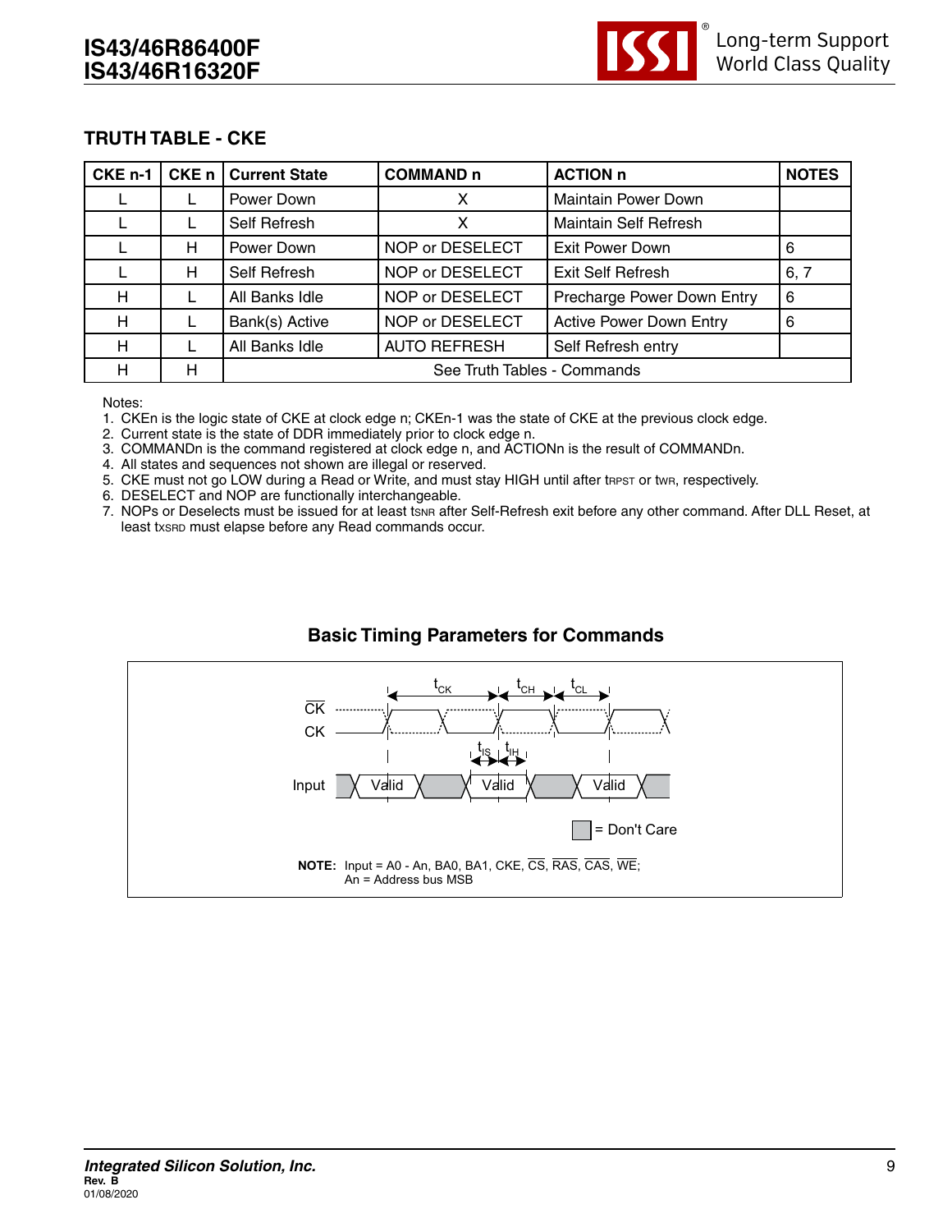## TRUTH TABLE - CKE

| CKE n-1 | CKE n | Current State | COMMAND n | ACTION n | NOTES |
|---|---|---|---|---|---|
| L | L | Power Down | X | Maintain Power Down | |
| L | L | Self Refresh | X | Maintain Self Refresh | |
| L | H | Power Down | NOP or DESELECT | Exit Power Down | 6 |
| L | H | Self Refresh | NOP or DESELECT | Exit Self Refresh | 6, 7 |
| H | L | All Banks Idle | NOP or DESELECT | Precharge Power Down Entry | 6 |
| H | L | Bank(s) Active | NOP or DESELECT | Active Power Down Entry | 6 |
| H | L | All Banks Idle | AUTO REFRESH | Self Refresh entry | |
| H | H | See Truth Tables - Commands | | | |

Notes:

1. CKEn is the logic state of CKE at clock edge n; CKEn-1 was the state of CKE at the previous clock edge.
2. Current state is the state of DDR immediately prior to clock edge n.
3. COMMANDn is the command registered at clock edge n, and ACTIONn is the result of COMMANDn.
4. All states and sequences not shown are illegal or reserved.
5. CKE must not go LOW during a Read or Write, and must stay HIGH until after $t_{RPST}$ or $t_{WR}$, respectively.
6. DESELECT and NOP are functionally interchangeable.
7. NOPs or Deselects must be issued for at least $t_{SNR}$ after Self-Refresh exit before any other command. After DLL Reset, at least $t_{XSRD}$ must elapse before any Read commands occur.

### Basic Timing Parameters for Commands

$\overline{CK}$

CK

$t_{CK}$ $t_{CH}$ $t_{CL}$

$t_{IS}$ $t_{IH}$

Input: Valid, Valid, Valid

= Don't Care

**NOTE:** Input = A0 - An, BA0, BA1, CKE, $\overline{CS}$, $\overline{RAS}$, $\overline{CAS}$, $\overline{WE}$;
An = Address bus MSB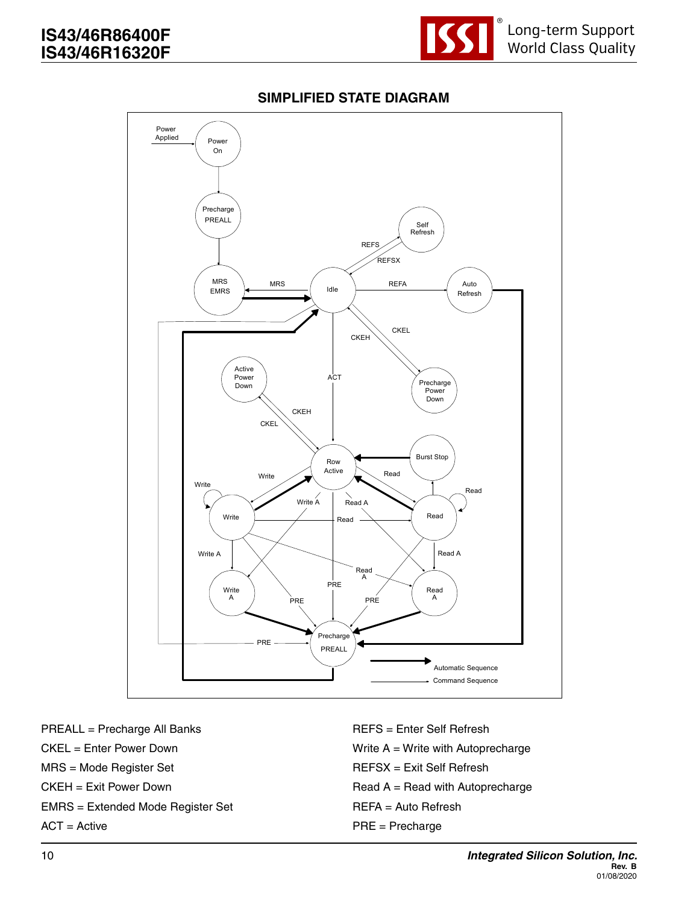## SIMPLIFIED STATE DIAGRAM

Power Applied

Power On

Precharge PREALL

Self Refresh

REFS

REFSX

MRS EMRS

MRS

Idle

REFA

Auto Refresh

CKEL

CKEH

ACT

Active Power Down

Precharge Power Down

CKEH

CKEL

Row Active

Burst Stop

Write

Read

Write

Read

Write A

Read A

Write

Read

Read

Write A

Read A

Read A

PRE

Write A

Read A

PRE

PRE

Precharge PREALL

PRE

Automatic Sequence

Command Sequence

PREALL = Precharge All Banks

CKEL = Enter Power Down

MRS = Mode Register Set

CKEH = Exit Power Down

EMRS = Extended Mode Register Set

ACT = Active

REFS = Enter Self Refresh

Write A = Write with Autoprecharge

REFSX = Exit Self Refresh

Read A = Read with Autoprecharge

REFA = Auto Refresh

PRE = Precharge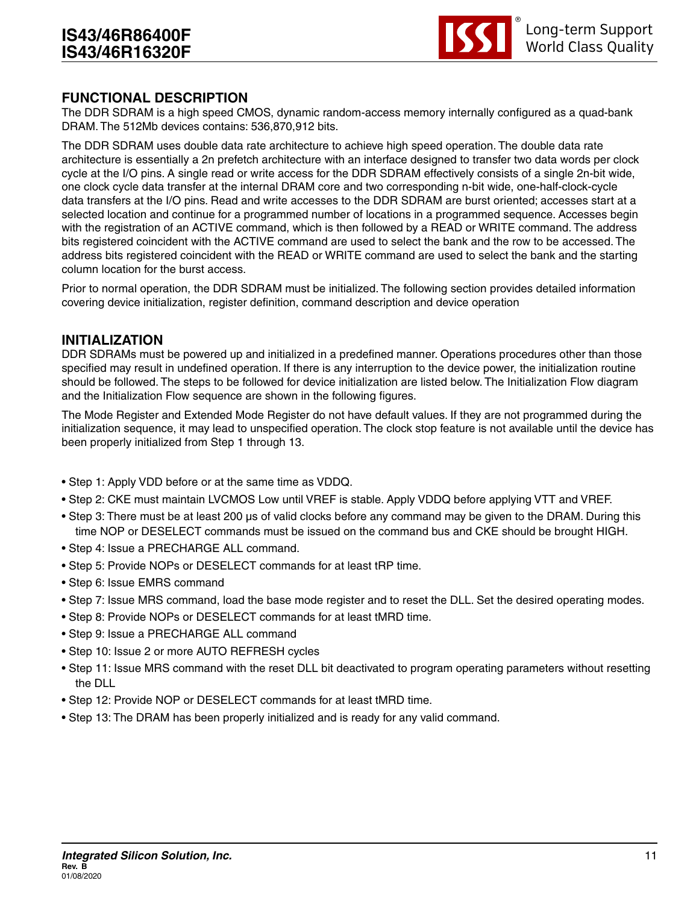## FUNCTIONAL DESCRIPTION

The DDR SDRAM is a high speed CMOS, dynamic random-access memory internally configured as a quad-bank DRAM. The 512Mb devices contains: 536,870,912 bits.

The DDR SDRAM uses double data rate architecture to achieve high speed operation. The double data rate architecture is essentially a 2n prefetch architecture with an interface designed to transfer two data words per clock cycle at the I/O pins. A single read or write access for the DDR SDRAM effectively consists of a single 2n-bit wide, one clock cycle data transfer at the internal DRAM core and two corresponding n-bit wide, one-half-clock-cycle data transfers at the I/O pins. Read and write accesses to the DDR SDRAM are burst oriented; accesses start at a selected location and continue for a programmed number of locations in a programmed sequence. Accesses begin with the registration of an ACTIVE command, which is then followed by a READ or WRITE command. The address bits registered coincident with the ACTIVE command are used to select the bank and the row to be accessed. The address bits registered coincident with the READ or WRITE command are used to select the bank and the starting column location for the burst access.

Prior to normal operation, the DDR SDRAM must be initialized. The following section provides detailed information covering device initialization, register definition, command description and device operation

## INITIALIZATION

DDR SDRAMs must be powered up and initialized in a predefined manner. Operations procedures other than those specified may result in undefined operation. If there is any interruption to the device power, the initialization routine should be followed. The steps to be followed for device initialization are listed below. The Initialization Flow diagram and the Initialization Flow sequence are shown in the following figures.

The Mode Register and Extended Mode Register do not have default values. If they are not programmed during the initialization sequence, it may lead to unspecified operation. The clock stop feature is not available until the device has been properly initialized from Step 1 through 13.

- Step 1: Apply VDD before or at the same time as VDDQ.
- Step 2: CKE must maintain LVCMOS Low until VREF is stable. Apply VDDQ before applying VTT and VREF.
- Step 3: There must be at least 200 µs of valid clocks before any command may be given to the DRAM. During this time NOP or DESELECT commands must be issued on the command bus and CKE should be brought HIGH.
- Step 4: Issue a PRECHARGE ALL command.
- Step 5: Provide NOPs or DESELECT commands for at least tRP time.
- Step 6: Issue EMRS command
- Step 7: Issue MRS command, load the base mode register and to reset the DLL. Set the desired operating modes.
- Step 8: Provide NOPs or DESELECT commands for at least tMRD time.
- Step 9: Issue a PRECHARGE ALL command
- Step 10: Issue 2 or more AUTO REFRESH cycles
- Step 11: Issue MRS command with the reset DLL bit deactivated to program operating parameters without resetting the DLL
- Step 12: Provide NOP or DESELECT commands for at least tMRD time.
- Step 13: The DRAM has been properly initialized and is ready for any valid command.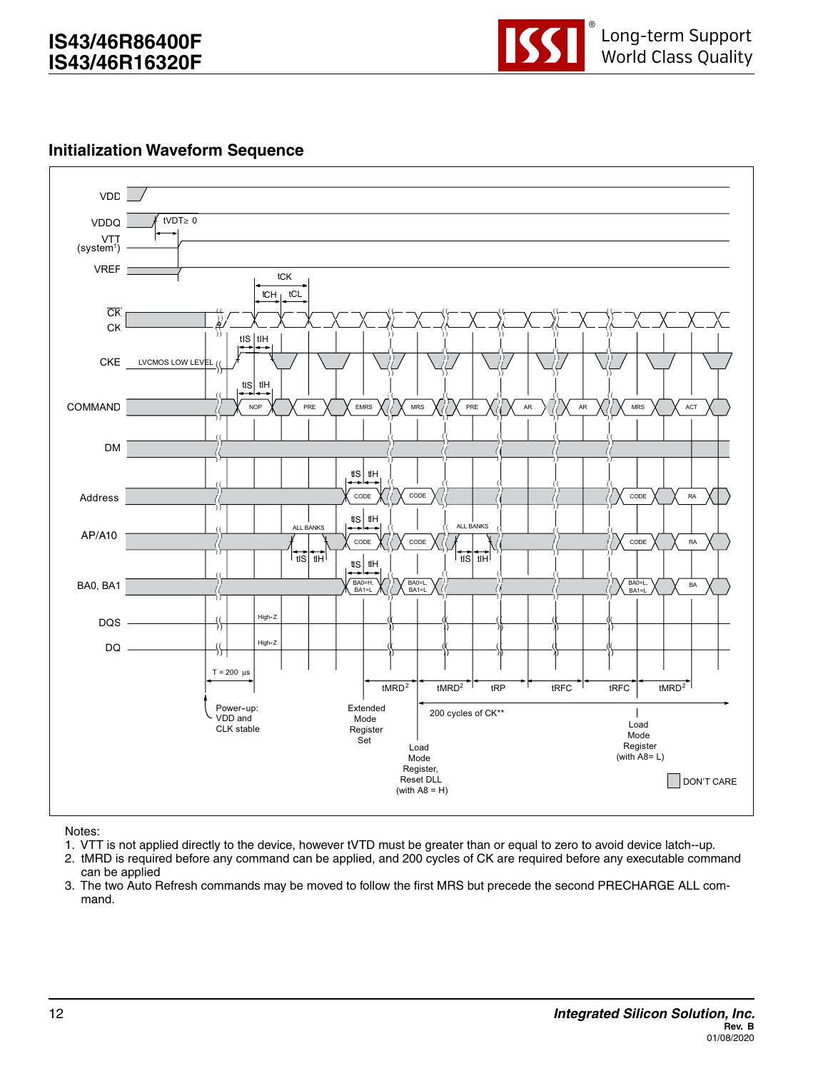## Initialization Waveform Sequence

Notes:

1. VTT is not applied directly to the device, however tVTD must be greater than or equal to zero to avoid device latch--up.
2. tMRD is required before any command can be applied, and 200 cycles of CK are required before any executable command can be applied
3. The two Auto Refresh commands may be moved to follow the first MRS but precede the second PRECHARGE ALL command.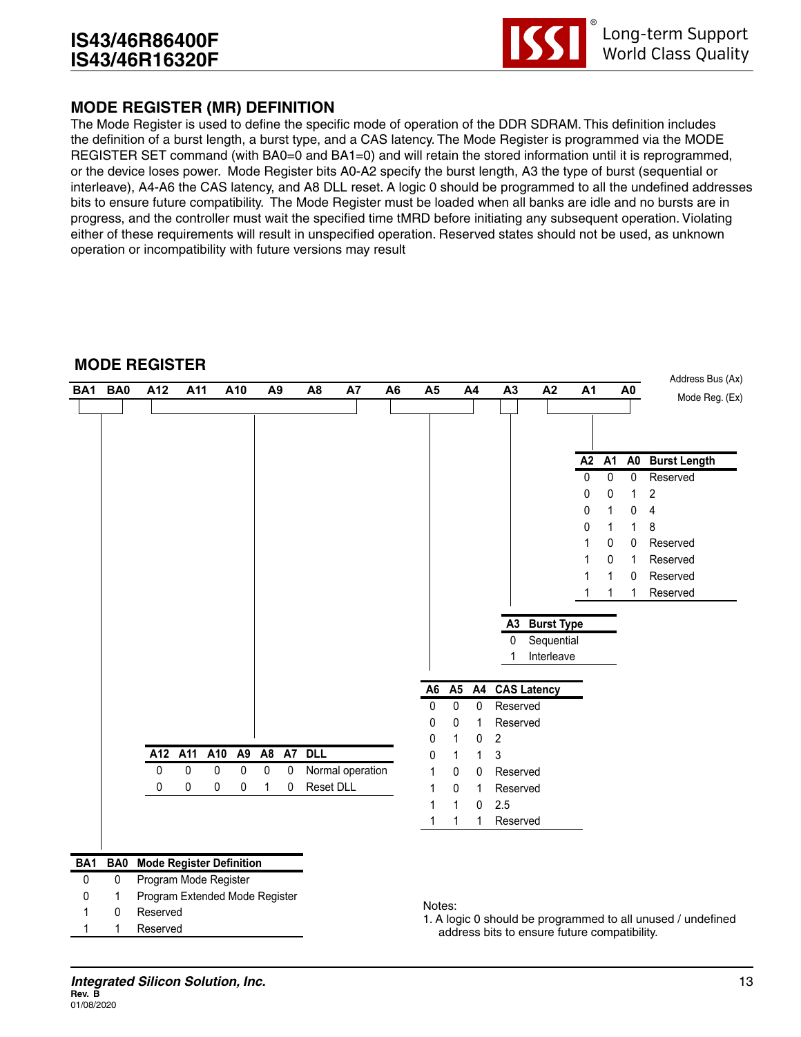## MODE REGISTER (MR) DEFINITION

The Mode Register is used to define the specific mode of operation of the DDR SDRAM. This definition includes the definition of a burst length, a burst type, and a CAS latency. The Mode Register is programmed via the MODE REGISTER SET command (with BA0=0 and BA1=0) and will retain the stored information until it is reprogrammed, or the device loses power. Mode Register bits A0-A2 specify the burst length, A3 the type of burst (sequential or interleave), A4-A6 the CAS latency, and A8 DLL reset. A logic 0 should be programmed to all the undefined addresses bits to ensure future compatibility. The Mode Register must be loaded when all banks are idle and no bursts are in progress, and the controller must wait the specified time tMRD before initiating any subsequent operation. Violating either of these requirements will result in unspecified operation. Reserved states should not be used, as unknown operation or incompatibility with future versions may result

### MODE REGISTER

| BA1 | BA0 | A12 | A11 | A10 | A9 | A8 | A7 | A6 | A5 | A4 | A3 | A2 | A1 | A0 |
|---|---|---|---|---|---|---|---|---|---|---|---|---|---|---|

Address Bus (Ax)
Mode Reg. (Ex)

| A2 | A1 | A0 | Burst Length |
|---|---|---|---|
| 0 | 0 | 0 | Reserved |
| 0 | 0 | 1 | 2 |
| 0 | 1 | 0 | 4 |
| 0 | 1 | 1 | 8 |
| 1 | 0 | 0 | Reserved |
| 1 | 0 | 1 | Reserved |
| 1 | 1 | 0 | Reserved |
| 1 | 1 | 1 | Reserved |

| A3 | Burst Type |
|---|---|
| 0 | Sequential |
| 1 | Interleave |

| A6 | A5 | A4 | CAS Latency |
|---|---|---|---|
| 0 | 0 | 0 | Reserved |
| 0 | 0 | 1 | Reserved |
| 0 | 1 | 0 | 2 |
| 0 | 1 | 1 | 3 |
| 1 | 0 | 0 | Reserved |
| 1 | 0 | 1 | Reserved |
| 1 | 1 | 0 | 2.5 |
| 1 | 1 | 1 | Reserved |

| A12 | A11 | A10 | A9 | A8 | A7 | DLL |
|---|---|---|---|---|---|---|
| 0 | 0 | 0 | 0 | 0 | 0 | Normal operation |
| 0 | 0 | 0 | 0 | 1 | 0 | Reset DLL |

| BA1 | BA0 | Mode Register Definition |
|---|---|---|
| 0 | 0 | Program Mode Register |
| 0 | 1 | Program Extended Mode Register |
| 1 | 0 | Reserved |
| 1 | 1 | Reserved |

Notes:
1. A logic 0 should be programmed to all unused / undefined address bits to ensure future compatibility.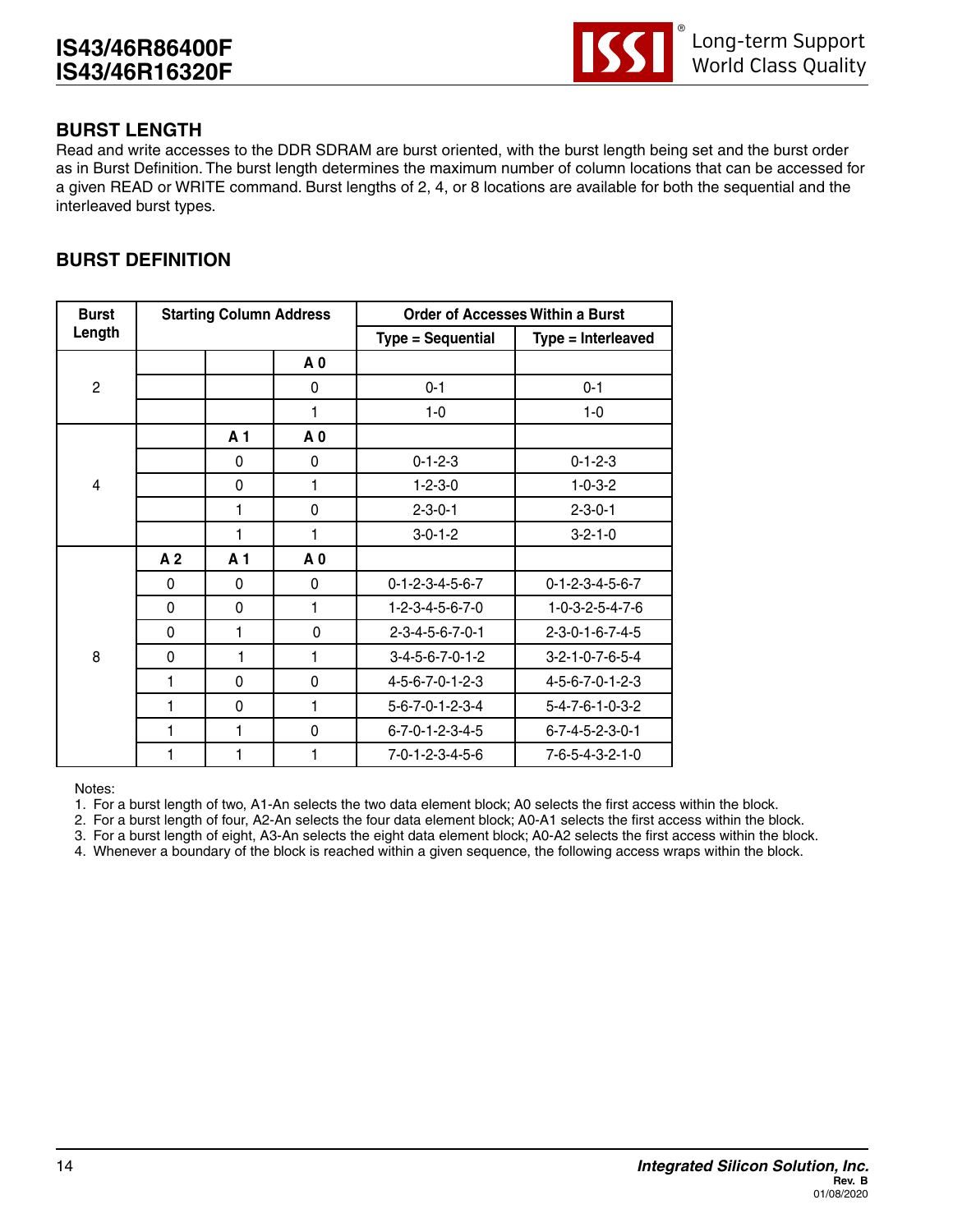## BURST LENGTH

Read and write accesses to the DDR SDRAM are burst oriented, with the burst length being set and the burst order as in Burst Definition. The burst length determines the maximum number of column locations that can be accessed for a given READ or WRITE command. Burst lengths of 2, 4, or 8 locations are available for both the sequential and the interleaved burst types.

## BURST DEFINITION

| Burst Length | Starting Column Address | | | Order of Accesses Within a Burst | |
|---|---|---|---|---|---|
| | | | | Type = Sequential | Type = Interleaved |
| 2 | | | A 0 | | |
| | | | 0 | 0-1 | 0-1 |
| | | | 1 | 1-0 | 1-0 |
| 4 | | A 1 | A 0 | | |
| | | 0 | 0 | 0-1-2-3 | 0-1-2-3 |
| | | 0 | 1 | 1-2-3-0 | 1-0-3-2 |
| | | 1 | 0 | 2-3-0-1 | 2-3-0-1 |
| | | 1 | 1 | 3-0-1-2 | 3-2-1-0 |
| 8 | A 2 | A 1 | A 0 | | |
| | 0 | 0 | 0 | 0-1-2-3-4-5-6-7 | 0-1-2-3-4-5-6-7 |
| | 0 | 0 | 1 | 1-2-3-4-5-6-7-0 | 1-0-3-2-5-4-7-6 |
| | 0 | 1 | 0 | 2-3-4-5-6-7-0-1 | 2-3-0-1-6-7-4-5 |
| | 0 | 1 | 1 | 3-4-5-6-7-0-1-2 | 3-2-1-0-7-6-5-4 |
| | 1 | 0 | 0 | 4-5-6-7-0-1-2-3 | 4-5-6-7-0-1-2-3 |
| | 1 | 0 | 1 | 5-6-7-0-1-2-3-4 | 5-4-7-6-1-0-3-2 |
| | 1 | 1 | 0 | 6-7-0-1-2-3-4-5 | 6-7-4-5-2-3-0-1 |
| | 1 | 1 | 1 | 7-0-1-2-3-4-5-6 | 7-6-5-4-3-2-1-0 |

Notes:

1. For a burst length of two, A1-An selects the two data element block; A0 selects the first access within the block.
2. For a burst length of four, A2-An selects the four data element block; A0-A1 selects the first access within the block.
3. For a burst length of eight, A3-An selects the eight data element block; A0-A2 selects the first access within the block.
4. Whenever a boundary of the block is reached within a given sequence, the following access wraps within the block.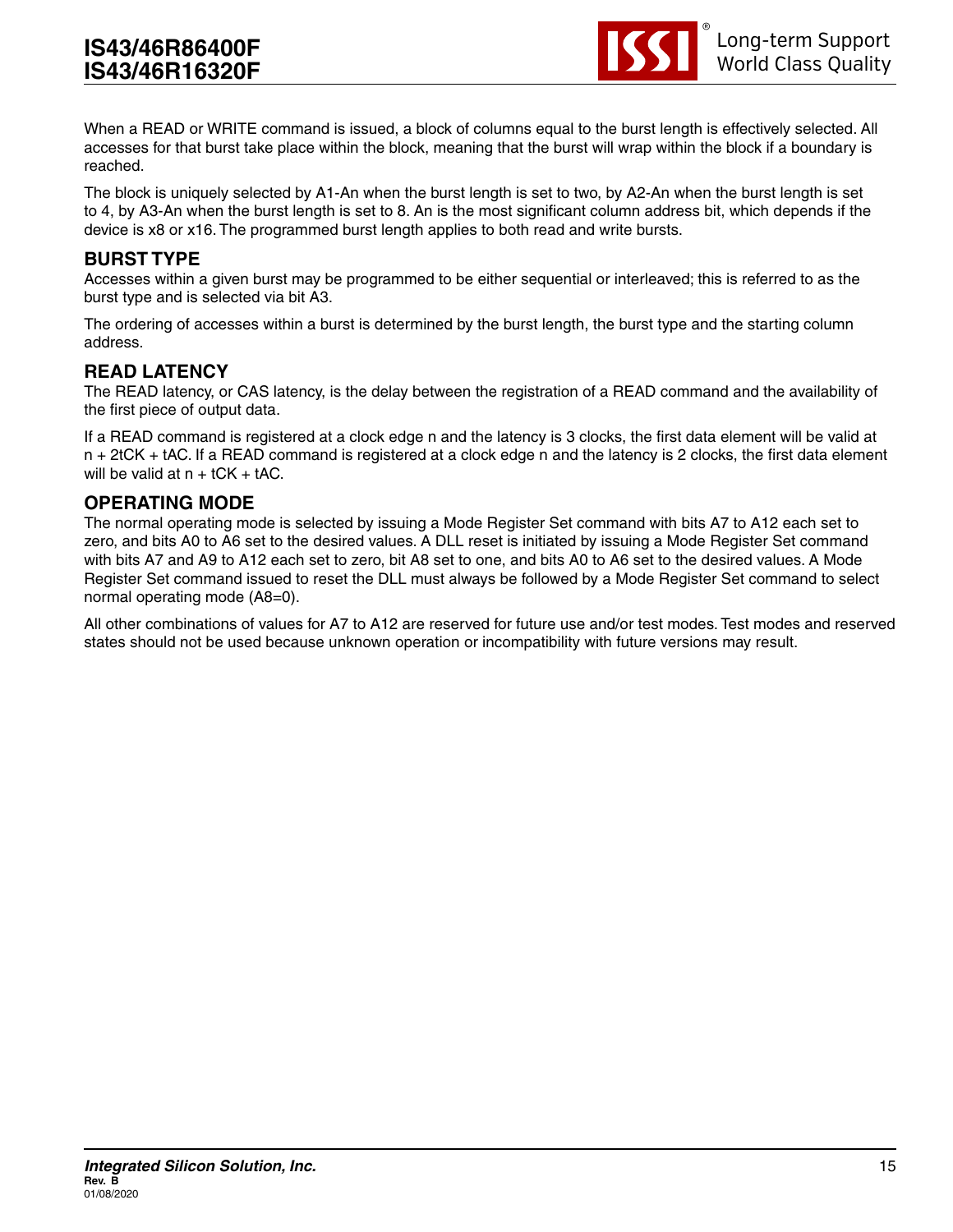When a READ or WRITE command is issued, a block of columns equal to the burst length is effectively selected. All accesses for that burst take place within the block, meaning that the burst will wrap within the block if a boundary is reached.

The block is uniquely selected by A1-An when the burst length is set to two, by A2-An when the burst length is set to 4, by A3-An when the burst length is set to 8. An is the most significant column address bit, which depends if the device is x8 or x16. The programmed burst length applies to both read and write bursts.

## BURST TYPE

Accesses within a given burst may be programmed to be either sequential or interleaved; this is referred to as the burst type and is selected via bit A3.

The ordering of accesses within a burst is determined by the burst length, the burst type and the starting column address.

## READ LATENCY

The READ latency, or CAS latency, is the delay between the registration of a READ command and the availability of the first piece of output data.

If a READ command is registered at a clock edge n and the latency is 3 clocks, the first data element will be valid at n + 2tCK + tAC. If a READ command is registered at a clock edge n and the latency is 2 clocks, the first data element will be valid at n + tCK + tAC.

## OPERATING MODE

The normal operating mode is selected by issuing a Mode Register Set command with bits A7 to A12 each set to zero, and bits A0 to A6 set to the desired values. A DLL reset is initiated by issuing a Mode Register Set command with bits A7 and A9 to A12 each set to zero, bit A8 set to one, and bits A0 to A6 set to the desired values. A Mode Register Set command issued to reset the DLL must always be followed by a Mode Register Set command to select normal operating mode (A8=0).

All other combinations of values for A7 to A12 are reserved for future use and/or test modes. Test modes and reserved states should not be used because unknown operation or incompatibility with future versions may result.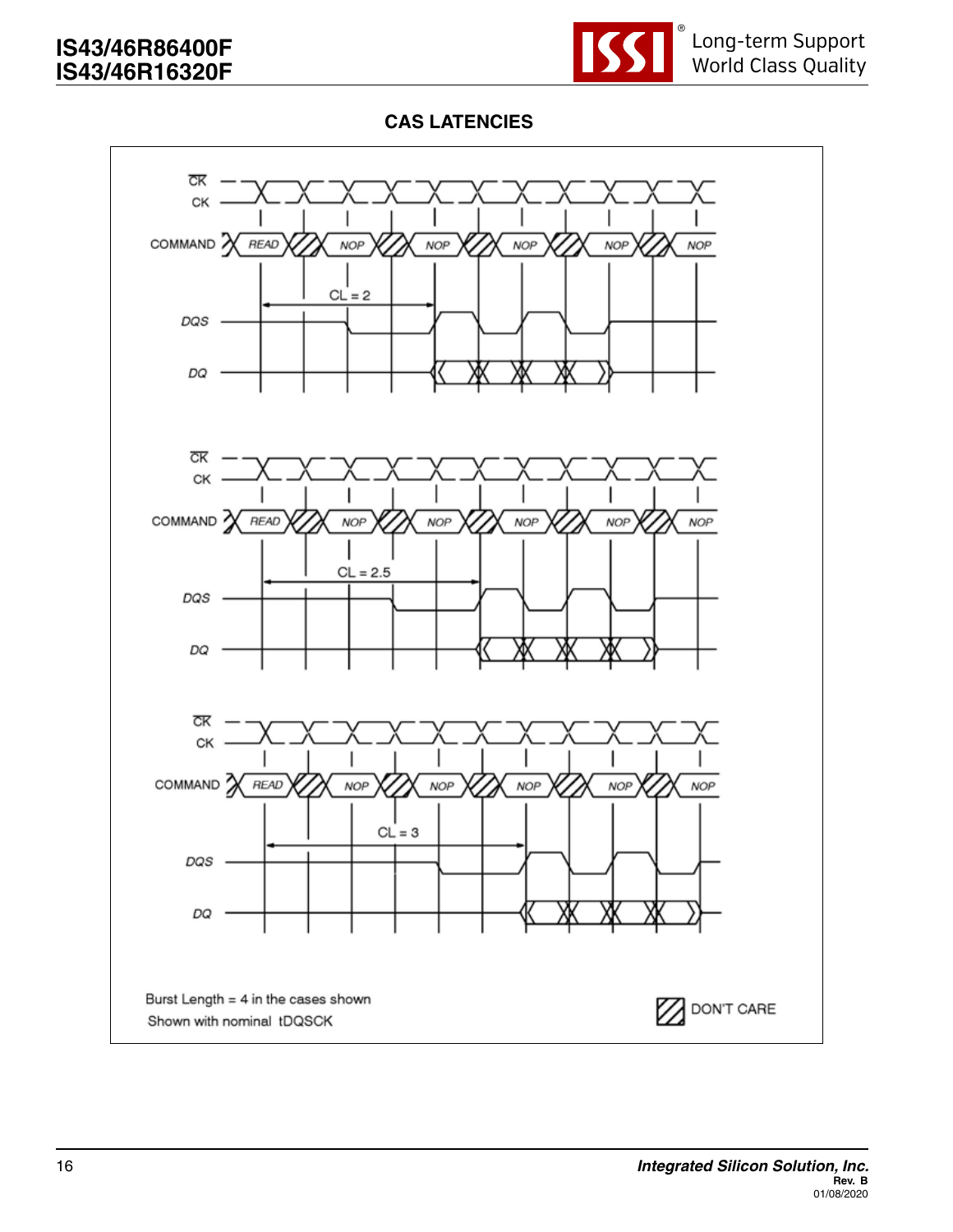## CAS LATENCIES

CK̄
CK

COMMAND READ NOP NOP NOP NOP NOP

CL = 2

DQS

DQ

CK̄
CK

COMMAND READ NOP NOP NOP NOP NOP

CL = 2.5

DQS

DQ

CK̄
CK

COMMAND READ NOP NOP NOP NOP NOP

CL = 3

DQS

DQ

Burst Length = 4 in the cases shown
Shown with nominal tDQSCK

DON'T CARE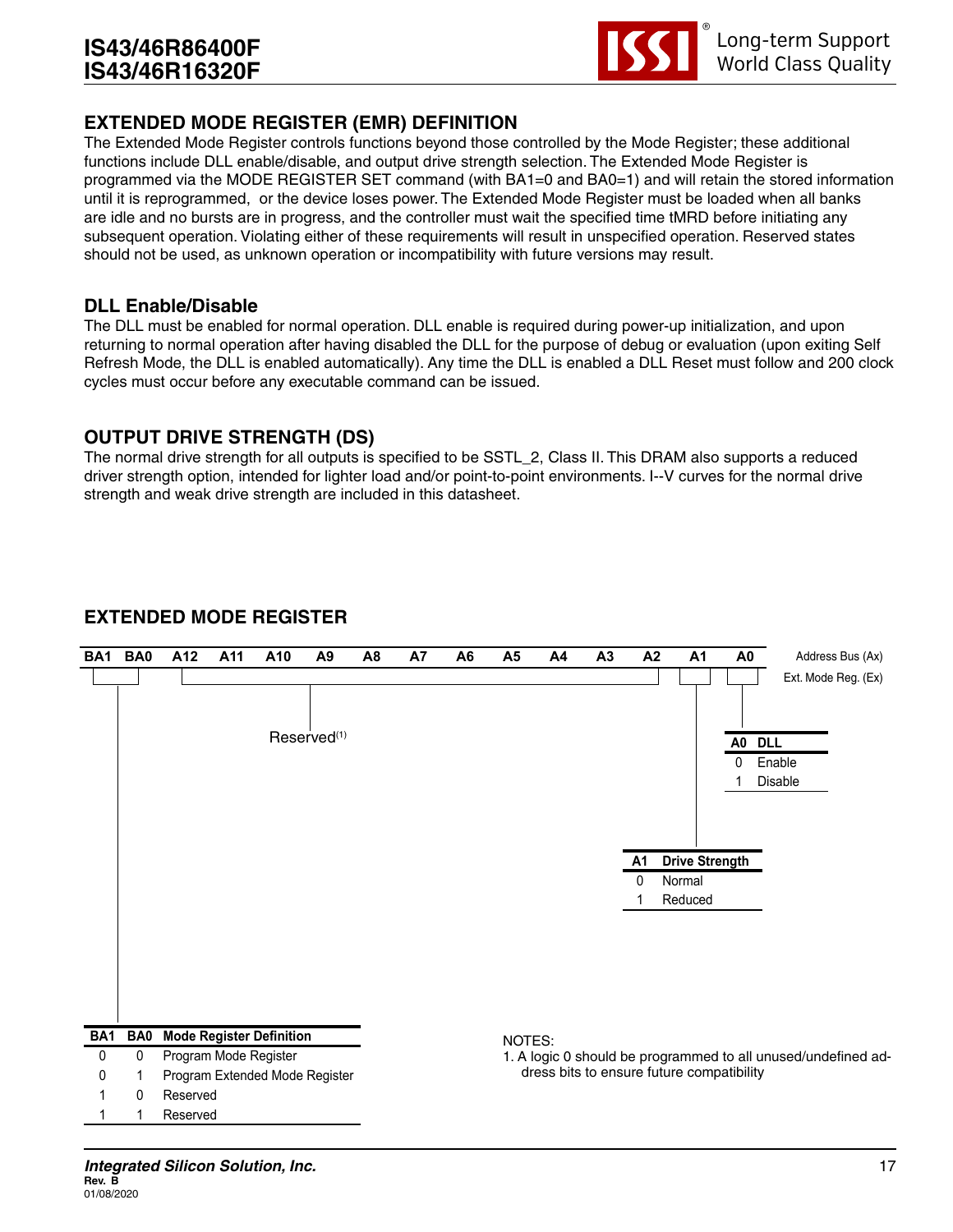## EXTENDED MODE REGISTER (EMR) DEFINITION

The Extended Mode Register controls functions beyond those controlled by the Mode Register; these additional functions include DLL enable/disable, and output drive strength selection. The Extended Mode Register is programmed via the MODE REGISTER SET command (with BA1=0 and BA0=1) and will retain the stored information until it is reprogrammed, or the device loses power. The Extended Mode Register must be loaded when all banks are idle and no bursts are in progress, and the controller must wait the specified time tMRD before initiating any subsequent operation. Violating either of these requirements will result in unspecified operation. Reserved states should not be used, as unknown operation or incompatibility with future versions may result.

### DLL Enable/Disable

The DLL must be enabled for normal operation. DLL enable is required during power-up initialization, and upon returning to normal operation after having disabled the DLL for the purpose of debug or evaluation (upon exiting Self Refresh Mode, the DLL is enabled automatically). Any time the DLL is enabled a DLL Reset must follow and 200 clock cycles must occur before any executable command can be issued.

### OUTPUT DRIVE STRENGTH (DS)

The normal drive strength for all outputs is specified to be SSTL_2, Class II. This DRAM also supports a reduced driver strength option, intended for lighter load and/or point-to-point environments. I--V curves for the normal drive strength and weak drive strength are included in this datasheet.

## EXTENDED MODE REGISTER

| BA1 | BA0 | A12 | A11 | A10 | A9 | A8 | A7 | A6 | A5 | A4 | A3 | A2 | A1 | A0 | Address Bus (Ax) |
|---|---|---|---|---|---|---|---|---|---|---|---|---|---|---|---|
| Mode Register Definition | | Reserved[1] | | | | | | | | | | | Drive Strength | DLL | Ext. Mode Reg. (Ex) |

| A0 | DLL |
|---|---|
| 0 | Enable |
| 1 | Disable |

| A1 | Drive Strength |
|---|---|
| 0 | Normal |
| 1 | Reduced |

| BA1 | BA0 | Mode Register Definition |
|---|---|---|
| 0 | 0 | Program Mode Register |
| 0 | 1 | Program Extended Mode Register |
| 1 | 0 | Reserved |
| 1 | 1 | Reserved |

NOTES:
1. A logic 0 should be programmed to all unused/undefined address bits to ensure future compatibility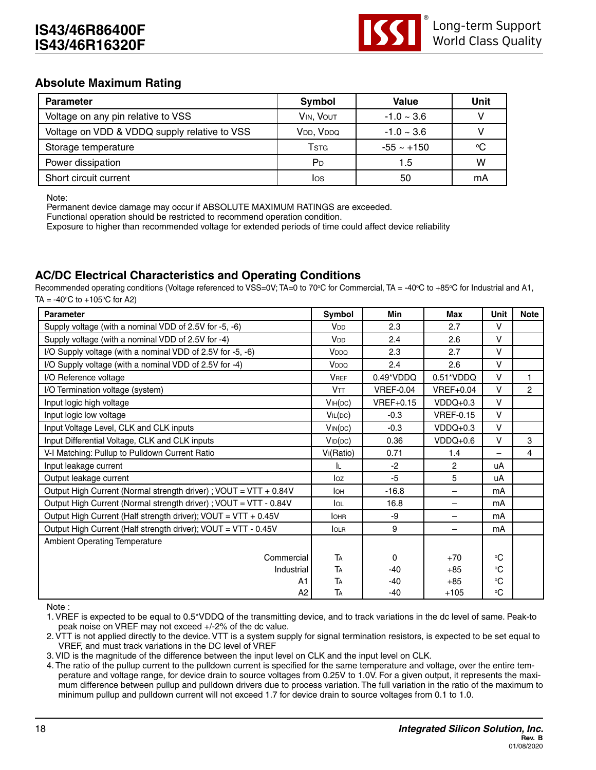## Absolute Maximum Rating

| Parameter | Symbol | Value | Unit |
|---|---|---|---|
| Voltage on any pin relative to VSS | VIN, VOUT | -1.0 ~ 3.6 | V |
| Voltage on VDD & VDDQ supply relative to VSS | VDD, VDDQ | -1.0 ~ 3.6 | V |
| Storage temperature | TSTG | -55 ~ +150 | °C |
| Power dissipation | PD | 1.5 | W |
| Short circuit current | IOS | 50 | mA |

Note:
Permanent device damage may occur if ABSOLUTE MAXIMUM RATINGS are exceeded.
Functional operation should be restricted to recommend operation condition.
Exposure to higher than recommended voltage for extended periods of time could affect device reliability

## AC/DC Electrical Characteristics and Operating Conditions

Recommended operating conditions (Voltage referenced to VSS=0V; TA=0 to 70°C for Commercial, TA = -40°C to +85°C for Industrial and A1, TA = -40°C to +105°C for A2)

| Parameter | Symbol | Min | Max | Unit | Note |
|---|---|---|---|---|---|
| Supply voltage (with a nominal VDD of 2.5V for -5, -6) | VDD | 2.3 | 2.7 | V | |
| Supply voltage (with a nominal VDD of 2.5V for -4) | VDD | 2.4 | 2.6 | V | |
| I/O Supply voltage (with a nominal VDD of 2.5V for -5, -6) | VDDQ | 2.3 | 2.7 | V | |
| I/O Supply voltage (with a nominal VDD of 2.5V for -4) | VDDQ | 2.4 | 2.6 | V | |
| I/O Reference voltage | VREF | 0.49*VDDQ | 0.51*VDDQ | V | 1 |
| I/O Termination voltage (system) | VTT | VREF-0.04 | VREF+0.04 | V | 2 |
| Input logic high voltage | VIH(DC) | VREF+0.15 | VDDQ+0.3 | V | |
| Input logic low voltage | VIL(DC) | -0.3 | VREF-0.15 | V | |
| Input Voltage Level, CLK and CLK inputs | VIN(DC) | -0.3 | VDDQ+0.3 | V | |
| Input Differential Voltage, CLK and CLK inputs | VID(DC) | 0.36 | VDDQ+0.6 | V | 3 |
| V-I Matching: Pullup to Pulldown Current Ratio | VI(Ratio) | 0.71 | 1.4 | – | 4 |
| Input leakage current | IL | -2 | 2 | uA | |
| Output leakage current | IOZ | -5 | 5 | uA | |
| Output High Current (Normal strength driver) ; VOUT = VTT + 0.84V | IOH | -16.8 | – | mA | |
| Output High Current (Normal strength driver) ; VOUT = VTT - 0.84V | IOL | 16.8 | – | mA | |
| Output High Current (Half strength driver); VOUT = VTT + 0.45V | IOHR | -9 | – | mA | |
| Output High Current (Half strength driver); VOUT = VTT - 0.45V | IOLR | 9 | – | mA | |
| Ambient Operating Temperature | | | | | |
| Commercial | TA | 0 | +70 | °C | |
| Industrial | TA | -40 | +85 | °C | |
| A1 | TA | -40 | +85 | °C | |
| A2 | TA | -40 | +105 | °C | |

Note :
1. VREF is expected to be equal to 0.5*VDDQ of the transmitting device, and to track variations in the dc level of same. Peak-to peak noise on VREF may not exceed +/-2% of the dc value.
2. VTT is not applied directly to the device. VTT is a system supply for signal termination resistors, is expected to be set equal to VREF, and must track variations in the DC level of VREF
3. VID is the magnitude of the difference between the input level on CLK and the input level on CLK.
4. The ratio of the pullup current to the pulldown current is specified for the same temperature and voltage, over the entire temperature and voltage range, for device drain to source voltages from 0.25V to 1.0V. For a given output, it represents the maximum difference between pullup and pulldown drivers due to process variation. The full variation in the ratio of the maximum to minimum pullup and pulldown current will not exceed 1.7 for device drain to source voltages from 0.1 to 1.0.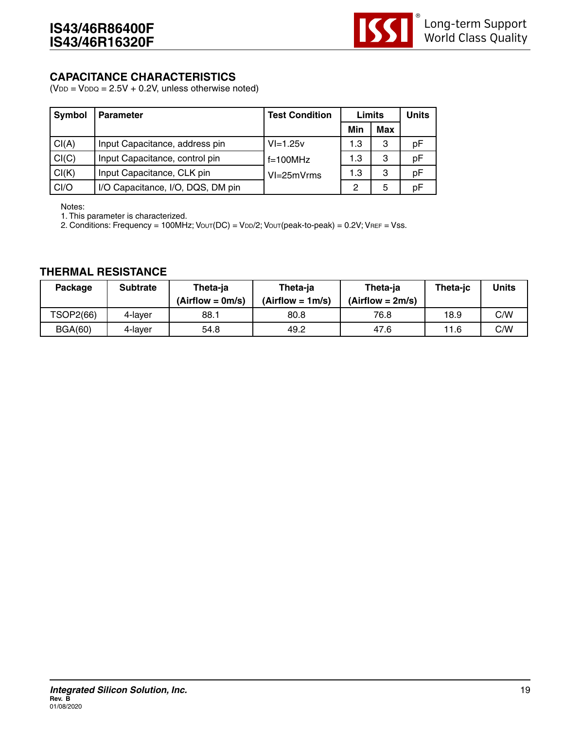## CAPACITANCE CHARACTERISTICS

($V_{DD}$ = $V_{DDQ}$ = 2.5V + 0.2V, unless otherwise noted)

| Symbol | Parameter | Test Condition | Limits | | Units |
|---|---|---|---|---|---|
| | | | Min | Max | |
| CI(A) | Input Capacitance, address pin | VI=1.25v | 1.3 | 3 | pF |
| CI(C) | Input Capacitance, control pin | f=100MHz | 1.3 | 3 | pF |
| CI(K) | Input Capacitance, CLK pin | VI=25mVrms | 1.3 | 3 | pF |
| CI/O | I/O Capacitance, I/O, DQS, DM pin | | 2 | 5 | pF |

Notes:
1. This parameter is characterized.
2. Conditions: Frequency = 100MHz; $V_{OUT}$(DC) = $V_{DD}$/2; $V_{OUT}$(peak-to-peak) = 0.2V; $V_{REF}$ = Vss.

## THERMAL RESISTANCE

| Package | Subtrate | Theta-ja (Airflow = 0m/s) | Theta-ja (Airflow = 1m/s) | Theta-ja (Airflow = 2m/s) | Theta-jc | Units |
|---|---|---|---|---|---|---|
| TSOP2(66) | 4-layer | 88.1 | 80.8 | 76.8 | 18.9 | C/W |
| BGA(60) | 4-layer | 54.8 | 49.2 | 47.6 | 11.6 | C/W |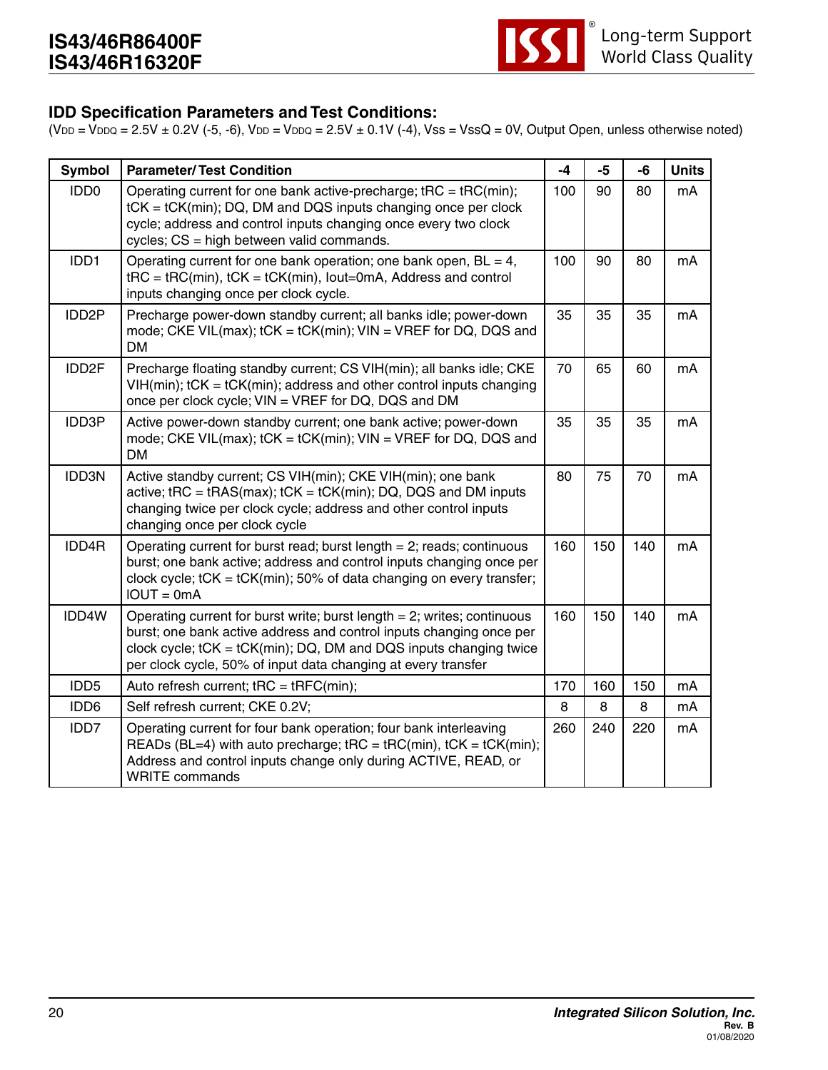## IDD Specification Parameters and Test Conditions:

($V_{DD}$ = $V_{DDQ}$ = 2.5V ± 0.2V (-5, -6), $V_{DD}$ = $V_{DDQ}$ = 2.5V ± 0.1V (-4), Vss = VssQ = 0V, Output Open, unless otherwise noted)

| Symbol | Parameter/ Test Condition | -4 | -5 | -6 | Units |
|---|---|---|---|---|---|
| IDD0 | Operating current for one bank active-precharge; tRC = tRC(min); tCK = tCK(min); DQ, DM and DQS inputs changing once per clock cycle; address and control inputs changing once every two clock cycles; CS = high between valid commands. | 100 | 90 | 80 | mA |
| IDD1 | Operating current for one bank operation; one bank open, BL = 4, tRC = tRC(min), tCK = tCK(min), Iout=0mA, Address and control inputs changing once per clock cycle. | 100 | 90 | 80 | mA |
| IDD2P | Precharge power-down standby current; all banks idle; power-down mode; CKE VIL(max); tCK = tCK(min); VIN = VREF for DQ, DQS and DM | 35 | 35 | 35 | mA |
| IDD2F | Precharge floating standby current; CS VIH(min); all banks idle; CKE VIH(min); tCK = tCK(min); address and other control inputs changing once per clock cycle; VIN = VREF for DQ, DQS and DM | 70 | 65 | 60 | mA |
| IDD3P | Active power-down standby current; one bank active; power-down mode; CKE VIL(max); tCK = tCK(min); VIN = VREF for DQ, DQS and DM | 35 | 35 | 35 | mA |
| IDD3N | Active standby current; CS VIH(min); CKE VIH(min); one bank active; tRC = tRAS(max); tCK = tCK(min); DQ, DQS and DM inputs changing twice per clock cycle; address and other control inputs changing once per clock cycle | 80 | 75 | 70 | mA |
| IDD4R | Operating current for burst read; burst length = 2; reads; continuous burst; one bank active; address and control inputs changing once per clock cycle; tCK = tCK(min); 50% of data changing on every transfer; IOUT = 0mA | 160 | 150 | 140 | mA |
| IDD4W | Operating current for burst write; burst length = 2; writes; continuous burst; one bank active address and control inputs changing once per clock cycle; tCK = tCK(min); DQ, DM and DQS inputs changing twice per clock cycle, 50% of input data changing at every transfer | 160 | 150 | 140 | mA |
| IDD5 | Auto refresh current; tRC = tRFC(min); | 170 | 160 | 150 | mA |
| IDD6 | Self refresh current; CKE 0.2V; | 8 | 8 | 8 | mA |
| IDD7 | Operating current for four bank operation; four bank interleaving READs (BL=4) with auto precharge; tRC = tRC(min), tCK = tCK(min); Address and control inputs change only during ACTIVE, READ, or WRITE commands | 260 | 240 | 220 | mA |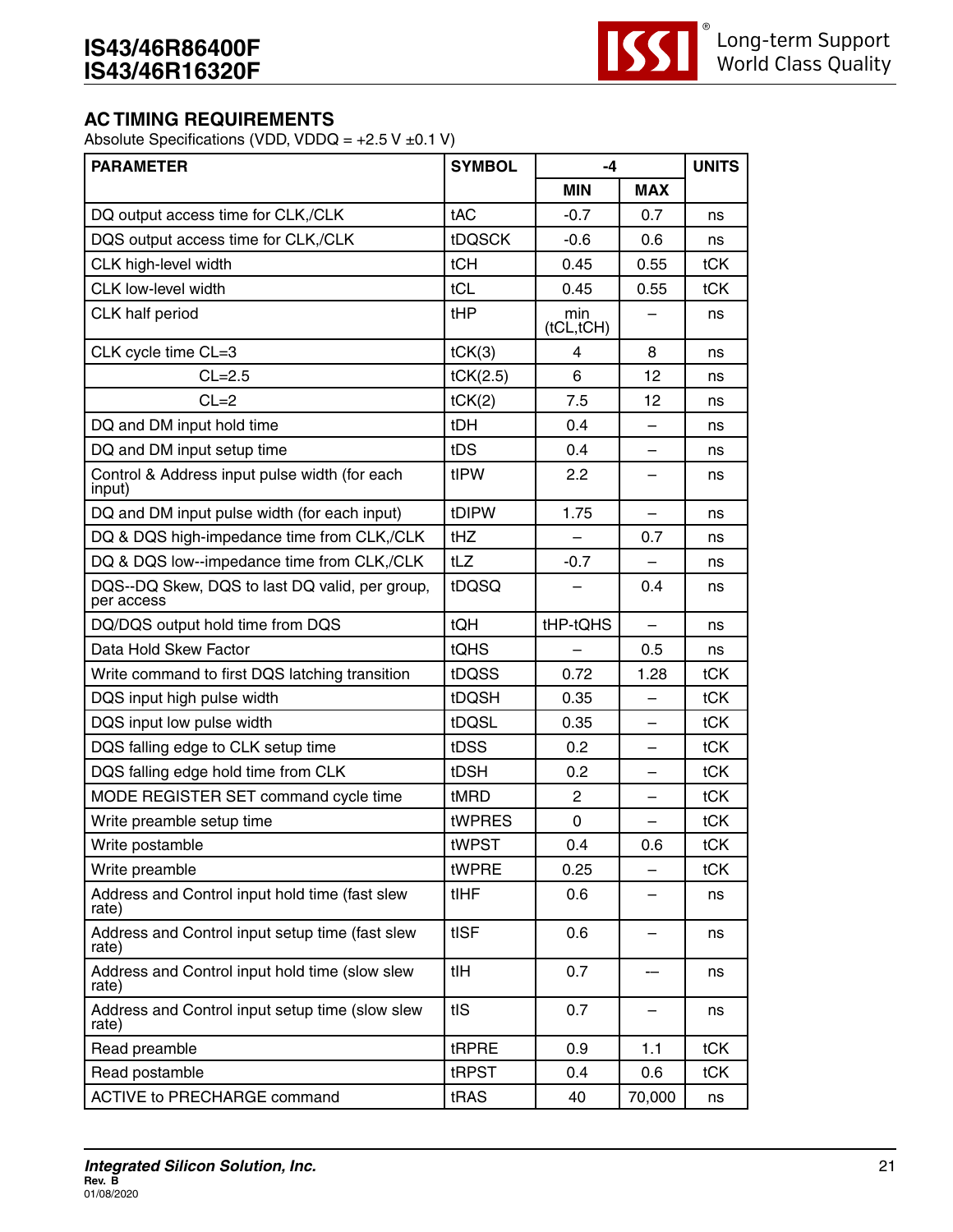## AC TIMING REQUIREMENTS

Absolute Specifications (VDD, VDDQ = +2.5 V ±0.1 V)

| PARAMETER | SYMBOL | -4 | | UNITS |
|---|---|---|---|---|
| | | MIN | MAX | |
| DQ output access time for CLK,/CLK | tAC | -0.7 | 0.7 | ns |
| DQS output access time for CLK,/CLK | tDQSCK | -0.6 | 0.6 | ns |
| CLK high-level width | tCH | 0.45 | 0.55 | tCK |
| CLK low-level width | tCL | 0.45 | 0.55 | tCK |
| CLK half period | tHP | min (tCL,tCH) | – | ns |
| CLK cycle time CL=3 | tCK(3) | 4 | 8 | ns |
| CL=2.5 | tCK(2.5) | 6 | 12 | ns |
| CL=2 | tCK(2) | 7.5 | 12 | ns |
| DQ and DM input hold time | tDH | 0.4 | – | ns |
| DQ and DM input setup time | tDS | 0.4 | – | ns |
| Control & Address input pulse width (for each input) | tIPW | 2.2 | – | ns |
| DQ and DM input pulse width (for each input) | tDIPW | 1.75 | – | ns |
| DQ & DQS high-impedance time from CLK,/CLK | tHZ | – | 0.7 | ns |
| DQ & DQS low--impedance time from CLK,/CLK | tLZ | -0.7 | – | ns |
| DQS--DQ Skew, DQS to last DQ valid, per group, per access | tDQSQ | – | 0.4 | ns |
| DQ/DQS output hold time from DQS | tQH | tHP-tQHS | – | ns |
| Data Hold Skew Factor | tQHS | – | 0.5 | ns |
| Write command to first DQS latching transition | tDQSS | 0.72 | 1.28 | tCK |
| DQS input high pulse width | tDQSH | 0.35 | – | tCK |
| DQS input low pulse width | tDQSL | 0.35 | – | tCK |
| DQS falling edge to CLK setup time | tDSS | 0.2 | – | tCK |
| DQS falling edge hold time from CLK | tDSH | 0.2 | – | tCK |
| MODE REGISTER SET command cycle time | tMRD | 2 | – | tCK |
| Write preamble setup time | tWPRES | 0 | – | tCK |
| Write postamble | tWPST | 0.4 | 0.6 | tCK |
| Write preamble | tWPRE | 0.25 | – | tCK |
| Address and Control input hold time (fast slew rate) | tIHF | 0.6 | – | ns |
| Address and Control input setup time (fast slew rate) | tISF | 0.6 | – | ns |
| Address and Control input hold time (slow slew rate) | tIH | 0.7 | –- | ns |
| Address and Control input setup time (slow slew rate) | tIS | 0.7 | – | ns |
| Read preamble | tRPRE | 0.9 | 1.1 | tCK |
| Read postamble | tRPST | 0.4 | 0.6 | tCK |
| ACTIVE to PRECHARGE command | tRAS | 40 | 70,000 | ns |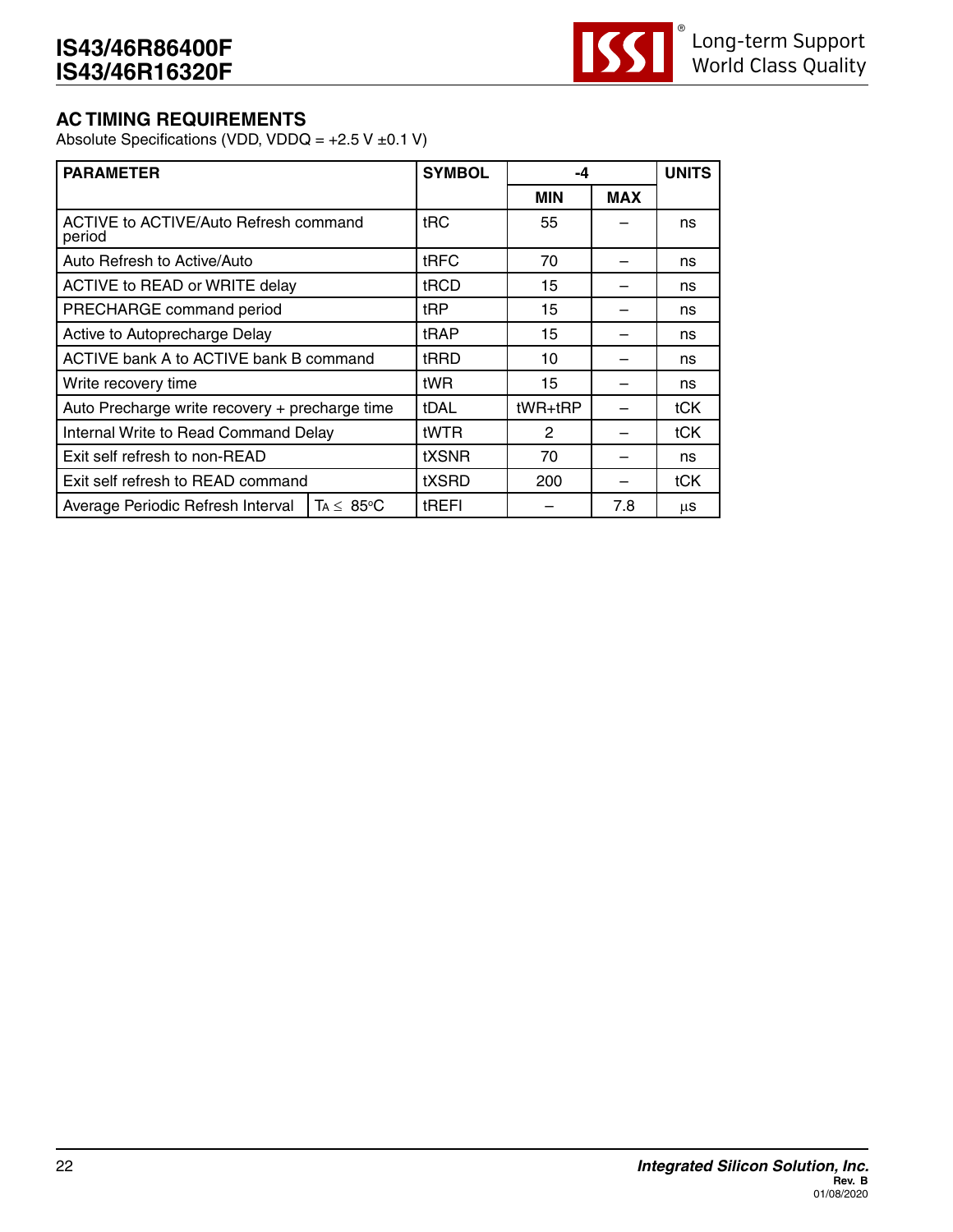## AC TIMING REQUIREMENTS

Absolute Specifications (VDD, VDDQ = +2.5 V ±0.1 V)

| PARAMETER | | SYMBOL | -4 | | UNITS |
|---|---|---|---|---|---|
| | | | MIN | MAX | |
| ACTIVE to ACTIVE/Auto Refresh command period | | tRC | 55 | – | ns |
| Auto Refresh to Active/Auto | | tRFC | 70 | – | ns |
| ACTIVE to READ or WRITE delay | | tRCD | 15 | – | ns |
| PRECHARGE command period | | tRP | 15 | – | ns |
| Active to Autoprecharge Delay | | tRAP | 15 | – | ns |
| ACTIVE bank A to ACTIVE bank B command | | tRRD | 10 | – | ns |
| Write recovery time | | tWR | 15 | – | ns |
| Auto Precharge write recovery + precharge time | | tDAL | tWR+tRP | – | tCK |
| Internal Write to Read Command Delay | | tWTR | 2 | – | tCK |
| Exit self refresh to non-READ | | tXSNR | 70 | – | ns |
| Exit self refresh to READ command | | tXSRD | 200 | – | tCK |
| Average Periodic Refresh Interval | $T_A \leq 85°C$ | tREFI | – | 7.8 | µs |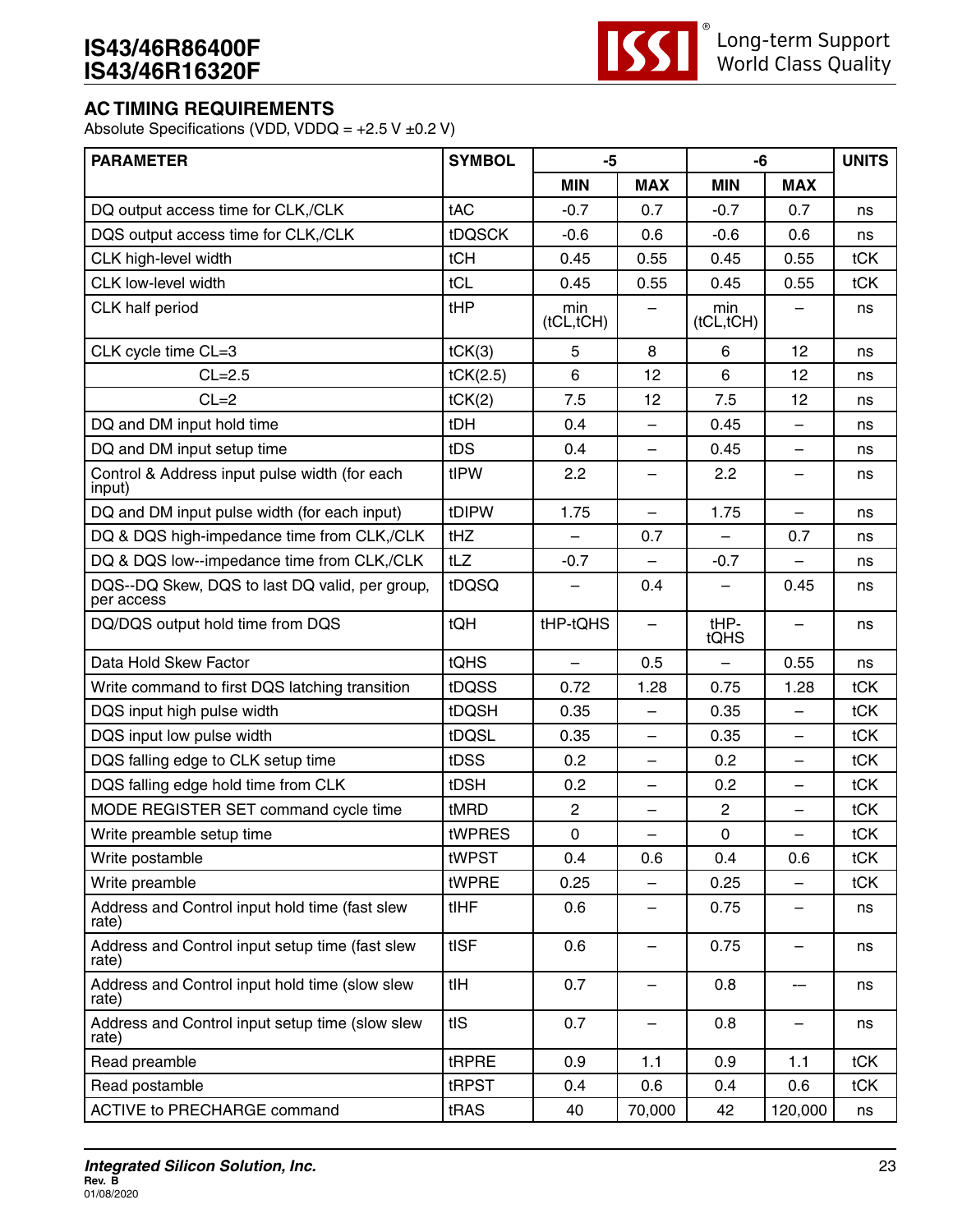## AC TIMING REQUIREMENTS

Absolute Specifications (VDD, VDDQ = +2.5 V ±0.2 V)

| PARAMETER | SYMBOL | -5 | | -6 | | UNITS |
|---|---|---|---|---|---|---|
| | | MIN | MAX | MIN | MAX | |
| DQ output access time for CLK,/CLK | tAC | -0.7 | 0.7 | -0.7 | 0.7 | ns |
| DQS output access time for CLK,/CLK | tDQSCK | -0.6 | 0.6 | -0.6 | 0.6 | ns |
| CLK high-level width | tCH | 0.45 | 0.55 | 0.45 | 0.55 | tCK |
| CLK low-level width | tCL | 0.45 | 0.55 | 0.45 | 0.55 | tCK |
| CLK half period | tHP | min (tCL,tCH) | – | min (tCL,tCH) | – | ns |
| CLK cycle time CL=3 | tCK(3) | 5 | 8 | 6 | 12 | ns |
| CL=2.5 | tCK(2.5) | 6 | 12 | 6 | 12 | ns |
| CL=2 | tCK(2) | 7.5 | 12 | 7.5 | 12 | ns |
| DQ and DM input hold time | tDH | 0.4 | – | 0.45 | – | ns |
| DQ and DM input setup time | tDS | 0.4 | – | 0.45 | – | ns |
| Control & Address input pulse width (for each input) | tIPW | 2.2 | – | 2.2 | – | ns |
| DQ and DM input pulse width (for each input) | tDIPW | 1.75 | – | 1.75 | – | ns |
| DQ & DQS high-impedance time from CLK,/CLK | tHZ | – | 0.7 | – | 0.7 | ns |
| DQ & DQS low--impedance time from CLK,/CLK | tLZ | -0.7 | – | -0.7 | – | ns |
| DQS--DQ Skew, DQS to last DQ valid, per group, per access | tDQSQ | – | 0.4 | – | 0.45 | ns |
| DQ/DQS output hold time from DQS | tQH | tHP-tQHS | – | tHP-tQHS | – | ns |
| Data Hold Skew Factor | tQHS | – | 0.5 | – | 0.55 | ns |
| Write command to first DQS latching transition | tDQSS | 0.72 | 1.28 | 0.75 | 1.28 | tCK |
| DQS input high pulse width | tDQSH | 0.35 | – | 0.35 | – | tCK |
| DQS input low pulse width | tDQSL | 0.35 | – | 0.35 | – | tCK |
| DQS falling edge to CLK setup time | tDSS | 0.2 | – | 0.2 | – | tCK |
| DQS falling edge hold time from CLK | tDSH | 0.2 | – | 0.2 | – | tCK |
| MODE REGISTER SET command cycle time | tMRD | 2 | – | 2 | – | tCK |
| Write preamble setup time | tWPRES | 0 | – | 0 | – | tCK |
| Write postamble | tWPST | 0.4 | 0.6 | 0.4 | 0.6 | tCK |
| Write preamble | tWPRE | 0.25 | – | 0.25 | – | tCK |
| Address and Control input hold time (fast slew rate) | tIHF | 0.6 | – | 0.75 | – | ns |
| Address and Control input setup time (fast slew rate) | tISF | 0.6 | – | 0.75 | – | ns |
| Address and Control input hold time (slow slew rate) | tIH | 0.7 | – | 0.8 | — | ns |
| Address and Control input setup time (slow slew rate) | tIS | 0.7 | – | 0.8 | – | ns |
| Read preamble | tRPRE | 0.9 | 1.1 | 0.9 | 1.1 | tCK |
| Read postamble | tRPST | 0.4 | 0.6 | 0.4 | 0.6 | tCK |
| ACTIVE to PRECHARGE command | tRAS | 40 | 70,000 | 42 | 120,000 | ns |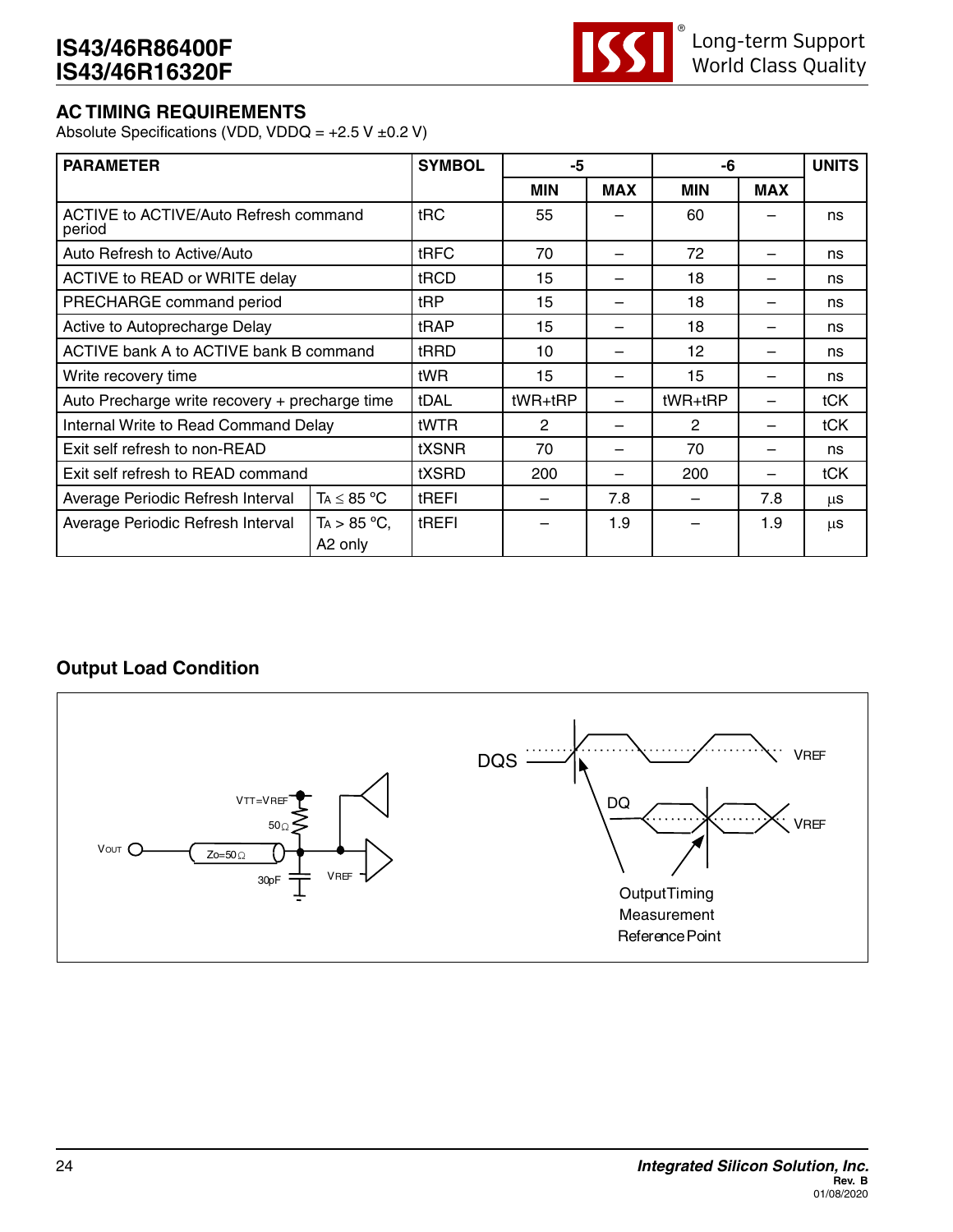## AC TIMING REQUIREMENTS

Absolute Specifications (VDD, VDDQ = +2.5 V ±0.2 V)

| PARAMETER | | SYMBOL | -5 | | -6 | | UNITS |
|---|---|---|---|---|---|---|---|
| | | | MIN | MAX | MIN | MAX | |
| ACTIVE to ACTIVE/Auto Refresh command period | | tRC | 55 | – | 60 | – | ns |
| Auto Refresh to Active/Auto | | tRFC | 70 | – | 72 | – | ns |
| ACTIVE to READ or WRITE delay | | tRCD | 15 | – | 18 | – | ns |
| PRECHARGE command period | | tRP | 15 | – | 18 | – | ns |
| Active to Autoprecharge Delay | | tRAP | 15 | – | 18 | – | ns |
| ACTIVE bank A to ACTIVE bank B command | | tRRD | 10 | – | 12 | – | ns |
| Write recovery time | | tWR | 15 | – | 15 | – | ns |
| Auto Precharge write recovery + precharge time | | tDAL | tWR+tRP | – | tWR+tRP | – | tCK |
| Internal Write to Read Command Delay | | tWTR | 2 | – | 2 | – | tCK |
| Exit self refresh to non-READ | | tXSNR | 70 | – | 70 | – | ns |
| Exit self refresh to READ command | | tXSRD | 200 | – | 200 | – | tCK |
| Average Periodic Refresh Interval | TA ≤ 85 °C | tREFI | – | 7.8 | – | 7.8 | µs |
| Average Periodic Refresh Interval | TA > 85 °C, A2 only | tREFI | – | 1.9 | – | 1.9 | µs |

## Output Load Condition

VTT=VREF, 50Ω, VOUT, Zo=50Ω, 30pF, VREF

DQS, DQ, VREF, VREF

Output Timing Measurement Reference Point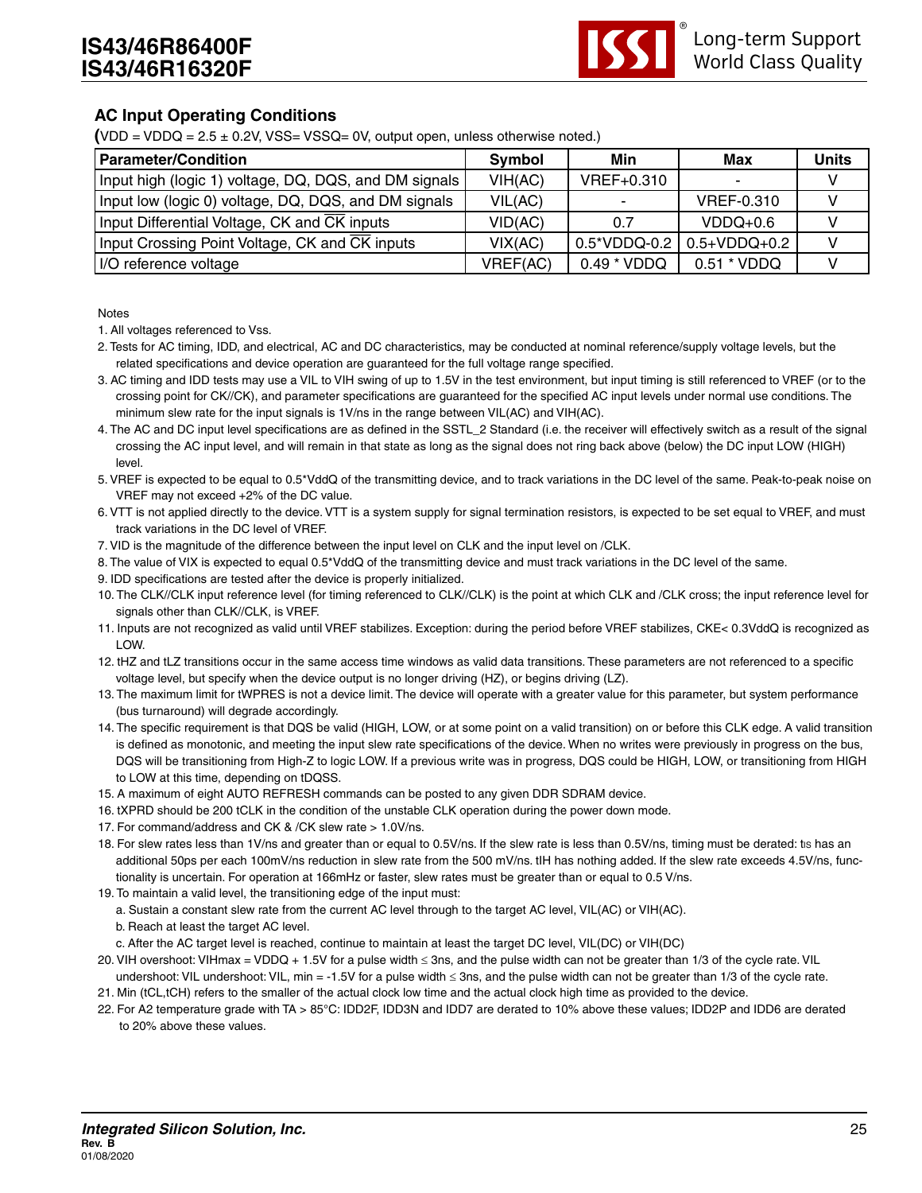## AC Input Operating Conditions

(VDD = VDDQ = 2.5 ± 0.2V, VSS= VSSQ= 0V, output open, unless otherwise noted.)

| Parameter/Condition | Symbol | Min | Max | Units |
|---|---|---|---|---|
| Input high (logic 1) voltage, DQ, DQS, and DM signals | VIH(AC) | VREF+0.310 | - | V |
| Input low (logic 0) voltage, DQ, DQS, and DM signals | VIL(AC) | - | VREF-0.310 | V |
| Input Differential Voltage, CK and $\overline{CK}$ inputs | VID(AC) | 0.7 | VDDQ+0.6 | V |
| Input Crossing Point Voltage, CK and $\overline{CK}$ inputs | VIX(AC) | 0.5*VDDQ-0.2 | 0.5+VDDQ+0.2 | V |
| I/O reference voltage | VREF(AC) | 0.49 * VDDQ | 0.51 * VDDQ | V |

Notes

1. All voltages referenced to Vss.
2. Tests for AC timing, IDD, and electrical, AC and DC characteristics, may be conducted at nominal reference/supply voltage levels, but the related specifications and device operation are guaranteed for the full voltage range specified.
3. AC timing and IDD tests may use a VIL to VIH swing of up to 1.5V in the test environment, but input timing is still referenced to VREF (or to the crossing point for CK//CK), and parameter specifications are guaranteed for the specified AC input levels under normal use conditions. The minimum slew rate for the input signals is 1V/ns in the range between VIL(AC) and VIH(AC).
4. The AC and DC input level specifications are as defined in the SSTL_2 Standard (i.e. the receiver will effectively switch as a result of the signal crossing the AC input level, and will remain in that state as long as the signal does not ring back above (below) the DC input LOW (HIGH) level.
5. VREF is expected to be equal to 0.5*VddQ of the transmitting device, and to track variations in the DC level of the same. Peak-to-peak noise on VREF may not exceed +2% of the DC value.
6. VTT is not applied directly to the device. VTT is a system supply for signal termination resistors, is expected to be set equal to VREF, and must track variations in the DC level of VREF.
7. VID is the magnitude of the difference between the input level on CLK and the input level on /CLK.
8. The value of VIX is expected to equal 0.5*VddQ of the transmitting device and must track variations in the DC level of the same.
9. IDD specifications are tested after the device is properly initialized.
10. The CLK//CLK input reference level (for timing referenced to CLK//CLK) is the point at which CLK and /CLK cross; the input reference level for signals other than CLK//CLK, is VREF.
11. Inputs are not recognized as valid until VREF stabilizes. Exception: during the period before VREF stabilizes, CKE< 0.3VddQ is recognized as LOW.
12. tHZ and tLZ transitions occur in the same access time windows as valid data transitions. These parameters are not referenced to a specific voltage level, but specify when the device output is no longer driving (HZ), or begins driving (LZ).
13. The maximum limit for tWPRES is not a device limit. The device will operate with a greater value for this parameter, but system performance (bus turnaround) will degrade accordingly.
14. The specific requirement is that DQS be valid (HIGH, LOW, or at some point on a valid transition) on or before this CLK edge. A valid transition is defined as monotonic, and meeting the input slew rate specifications of the device. When no writes were previously in progress on the bus, DQS will be transitioning from High-Z to logic LOW. If a previous write was in progress, DQS could be HIGH, LOW, or transitioning from HIGH to LOW at this time, depending on tDQSS.
15. A maximum of eight AUTO REFRESH commands can be posted to any given DDR SDRAM device.
16. tXPRD should be 200 tCLK in the condition of the unstable CLK operation during the power down mode.
17. For command/address and CK & /CK slew rate > 1.0V/ns.
18. For slew rates less than 1V/ns and greater than or equal to 0.5V/ns. If the slew rate is less than 0.5V/ns, timing must be derated: tIS has an additional 50ps per each 100mV/ns reduction in slew rate from the 500 mV/ns. tIH has nothing added. If the slew rate exceeds 4.5V/ns, functionality is uncertain. For operation at 166mHz or faster, slew rates must be greater than or equal to 0.5 V/ns.
19. To maintain a valid level, the transitioning edge of the input must:
    a. Sustain a constant slew rate from the current AC level through to the target AC level, VIL(AC) or VIH(AC).
    b. Reach at least the target AC level.
    c. After the AC target level is reached, continue to maintain at least the target DC level, VIL(DC) or VIH(DC)
20. VIH overshoot: VIHmax = VDDQ + 1.5V for a pulse width ≤ 3ns, and the pulse width can not be greater than 1/3 of the cycle rate. VIL undershoot: VIL undershoot: VIL, min = -1.5V for a pulse width ≤ 3ns, and the pulse width can not be greater than 1/3 of the cycle rate.
21. Min (tCL,tCH) refers to the smaller of the actual clock low time and the actual clock high time as provided to the device.
22. For A2 temperature grade with TA > 85°C: IDD2F, IDD3N and IDD7 are derated to 10% above these values; IDD2P and IDD6 are derated to 20% above these values.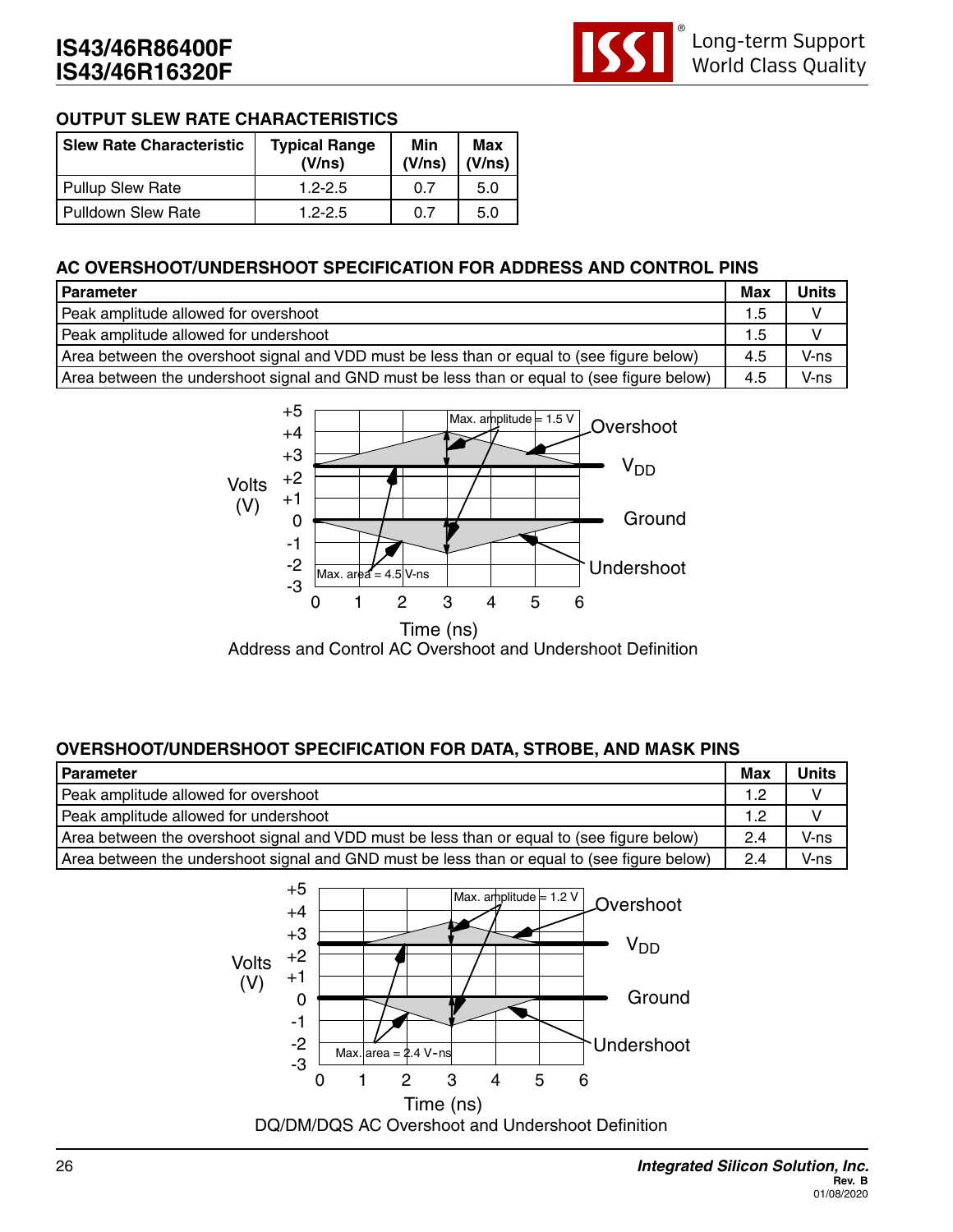## OUTPUT SLEW RATE CHARACTERISTICS

| Slew Rate Characteristic | Typical Range (V/ns) | Min (V/ns) | Max (V/ns) |
|---|---|---|---|
| Pullup Slew Rate | 1.2-2.5 | 0.7 | 5.0 |
| Pulldown Slew Rate | 1.2-2.5 | 0.7 | 5.0 |

## AC OVERSHOOT/UNDERSHOOT SPECIFICATION FOR ADDRESS AND CONTROL PINS

| Parameter | Max | Units |
|---|---|---|
| Peak amplitude allowed for overshoot | 1.5 | V |
| Peak amplitude allowed for undershoot | 1.5 | V |
| Area between the overshoot signal and VDD must be less than or equal to (see figure below) | 4.5 | V-ns |
| Area between the undershoot signal and GND must be less than or equal to (see figure below) | 4.5 | V-ns |

Address and Control AC Overshoot and Undershoot Definition

## OVERSHOOT/UNDERSHOOT SPECIFICATION FOR DATA, STROBE, AND MASK PINS

| Parameter | Max | Units |
|---|---|---|
| Peak amplitude allowed for overshoot | 1.2 | V |
| Peak amplitude allowed for undershoot | 1.2 | V |
| Area between the overshoot signal and VDD must be less than or equal to (see figure below) | 2.4 | V-ns |
| Area between the undershoot signal and GND must be less than or equal to (see figure below) | 2.4 | V-ns |

DQ/DM/DQS AC Overshoot and Undershoot Definition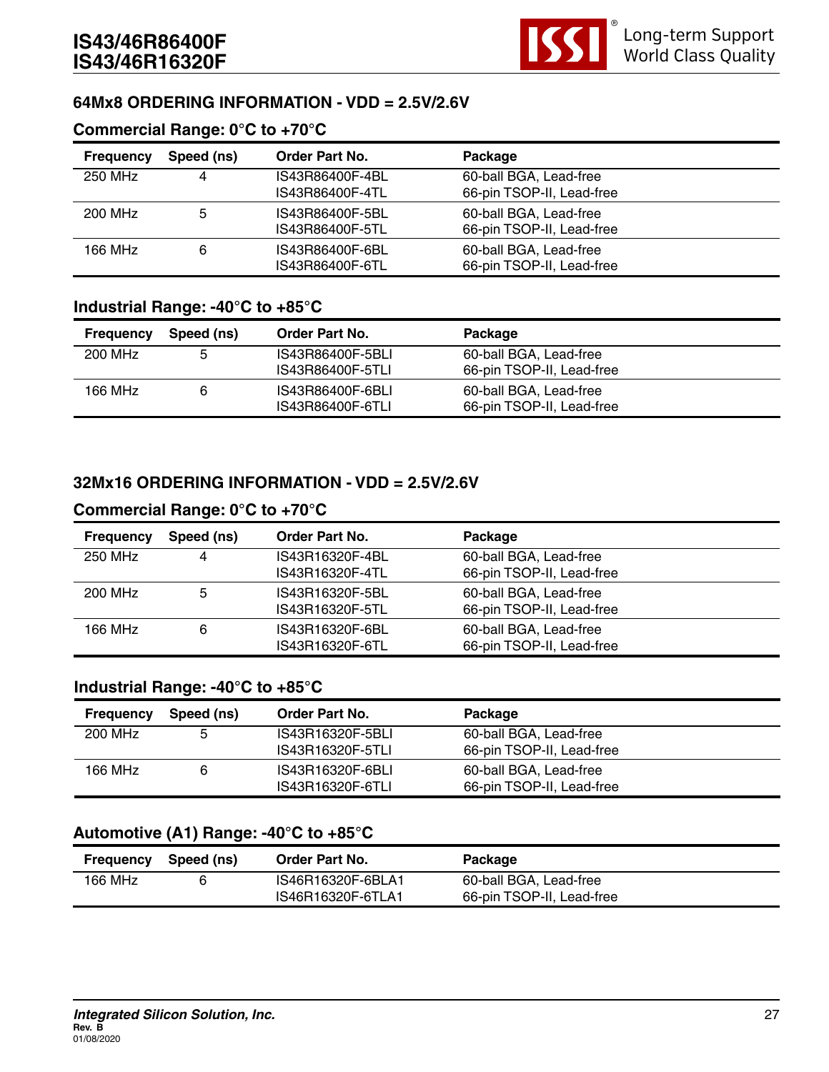## 64Mx8 ORDERING INFORMATION - VDD = 2.5V/2.6V

### Commercial Range: 0°C to +70°C

| Frequency | Speed (ns) | Order Part No. | Package |
|---|---|---|---|
| 250 MHz | 4 | IS43R86400F-4BL<br>IS43R86400F-4TL | 60-ball BGA, Lead-free<br>66-pin TSOP-II, Lead-free |
| 200 MHz | 5 | IS43R86400F-5BL<br>IS43R86400F-5TL | 60-ball BGA, Lead-free<br>66-pin TSOP-II, Lead-free |
| 166 MHz | 6 | IS43R86400F-6BL<br>IS43R86400F-6TL | 60-ball BGA, Lead-free<br>66-pin TSOP-II, Lead-free |

### Industrial Range: -40°C to +85°C

| Frequency | Speed (ns) | Order Part No. | Package |
|---|---|---|---|
| 200 MHz | 5 | IS43R86400F-5BLI<br>IS43R86400F-5TLI | 60-ball BGA, Lead-free<br>66-pin TSOP-II, Lead-free |
| 166 MHz | 6 | IS43R86400F-6BLI<br>IS43R86400F-6TLI | 60-ball BGA, Lead-free<br>66-pin TSOP-II, Lead-free |

## 32Mx16 ORDERING INFORMATION - VDD = 2.5V/2.6V

### Commercial Range: 0°C to +70°C

| Frequency | Speed (ns) | Order Part No. | Package |
|---|---|---|---|
| 250 MHz | 4 | IS43R16320F-4BL<br>IS43R16320F-4TL | 60-ball BGA, Lead-free<br>66-pin TSOP-II, Lead-free |
| 200 MHz | 5 | IS43R16320F-5BL<br>IS43R16320F-5TL | 60-ball BGA, Lead-free<br>66-pin TSOP-II, Lead-free |
| 166 MHz | 6 | IS43R16320F-6BL<br>IS43R16320F-6TL | 60-ball BGA, Lead-free<br>66-pin TSOP-II, Lead-free |

### Industrial Range: -40°C to +85°C

| Frequency | Speed (ns) | Order Part No. | Package |
|---|---|---|---|
| 200 MHz | 5 | IS43R16320F-5BLI<br>IS43R16320F-5TLI | 60-ball BGA, Lead-free<br>66-pin TSOP-II, Lead-free |
| 166 MHz | 6 | IS43R16320F-6BLI<br>IS43R16320F-6TLI | 60-ball BGA, Lead-free<br>66-pin TSOP-II, Lead-free |

### Automotive (A1) Range: -40°C to +85°C

| Frequency | Speed (ns) | Order Part No. | Package |
|---|---|---|---|
| 166 MHz | 6 | IS46R16320F-6BLA1<br>IS46R16320F-6TLA1 | 60-ball BGA, Lead-free<br>66-pin TSOP-II, Lead-free |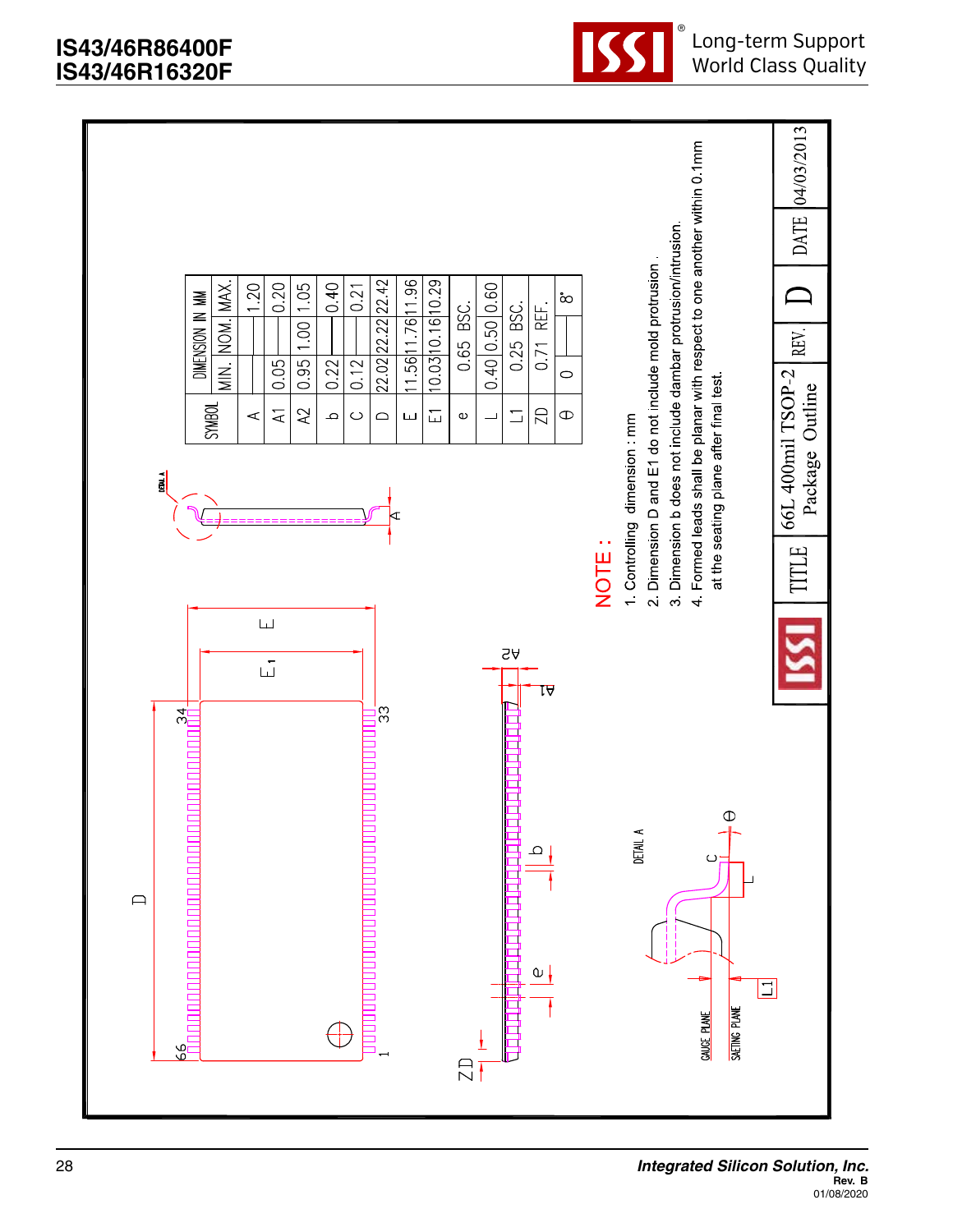| SYMBOL | DIMENSION IN MM | | |
|---|---|---|---|
| | MIN. | NOM. | MAX. |
| A | | | 1.20 |
| A1 | 0.05 | | 0.20 |
| A2 | 0.95 | 1.00 | 1.05 |
| b | 0.22 | — | 0.40 |
| C | 0.12 | | 0.21 |
| D | 22.02 | 22.22 | 22.42 |
| E | 11.56 | 11.76 | 11.96 |
| E1 | 10.03 | 10.16 | 10.29 |
| e | | 0.65 BSC. | |
| L | 0.40 | 0.50 | 0.60 |
| L1 | | 0.25 BSC. | |
| ZD | | 0.71 REF. | |
| θ | 0 | — | 8° |

NOTE :

1. Controlling dimension : mm
2. Dimension D and E1 do not include mold protrusion .
3. Dimension b does not include dambar protrusion/intrusion.
4. Formed leads shall be planar with respect to one another within 0.1mm at the seating plane after final test.

| TITLE | 66L 400mil TSOP-2 Package Outline | REV. | D | DATE | 04/03/2013 |
|---|---|---|---|---|---|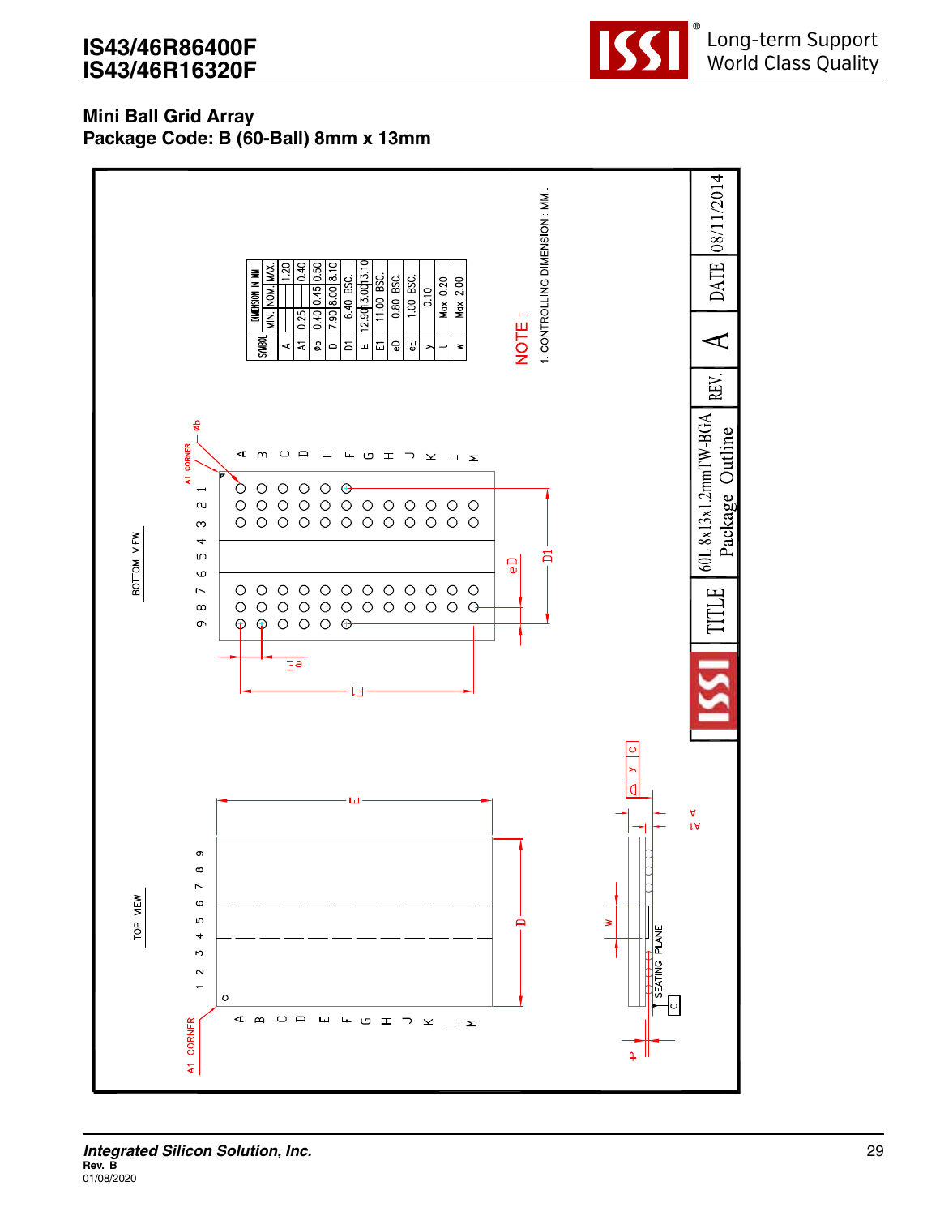## Mini Ball Grid Array
## Package Code: B (60-Ball) 8mm x 13mm

| SYMBOL | DIMENSION IN MM | | |
|---|---|---|---|
| | MIN. | NOM. | MAX. |
| A | | | 1.20 |
| A1 | 0.25 | | 0.40 |
| øb | 0.40 | 0.45 | 0.50 |
| D | 7.90 | 8.00 | 8.10 |
| D1 | 6.40 BSC. | | |
| E | 12.90 | 13.00 | 13.10 |
| E1 | 11.00 BSC. | | |
| eD | 0.80 BSC. | | |
| eE | 1.00 BSC. | | |
| y | 0.10 | | |
| t | Max 0.20 | | |
| w | Max 2.00 | | |

NOTE :

1. CONTROLLING DIMENSION : MM .

BOTTOM VIEW

A1 CORNER

øb

eD

D1

eE

E1

TOP VIEW

A1 CORNER

E

D

w

SEATING PLANE

C

y C

A

A1

t

| TITLE | 60L 8x13x1.2mmTW-BGA Package Outline | REV. | A | DATE | 08/11/2014 |
|---|---|---|---|---|---|